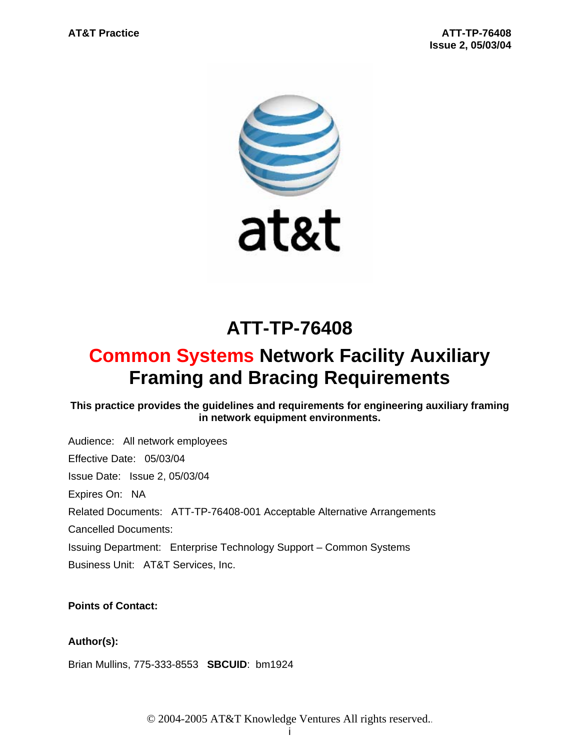# ATT-TP-76408

## Common Systems Network Facility Auxiliary Framing and Bracing Requirements

**This practice provides the guidelines and requirements for engineering auxiliary framing in network equipment environments.**

Audience: All network employees

Effective Date: 05/03/04

Issue Date: Issue 2, 05/03/04

Expires On: NA

Related Documents: ATT-TP-76408-001 Acceptable Alternative Arrangements

Cancelled Documents:

Issuing Department: Enterprise Technology Support – Common Systems

Business Unit: AT&T Services, Inc.

**Points of Contact:**

**Author(s):**

Brian Mullins, 775-333-8553 **SBCUID**: bm1924

© 2004-2005 AT&T Knowledge Ventures All rights reserved.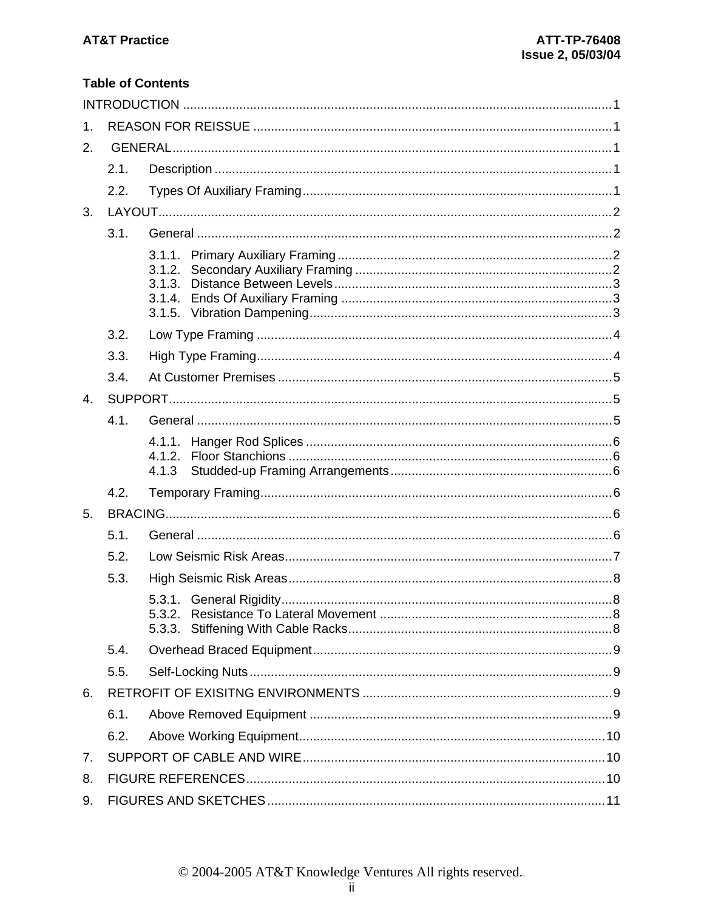## Table of Contents

INTRODUCTION ........................................................................................................................1

1. REASON FOR REISSUE .....................................................................................................1

2. GENERAL............................................................................................................................1
   - 2.1. Description ................................................................................................................1
   - 2.2. Types Of Auxiliary Framing........................................................................................1

3. LAYOUT................................................................................................................................2
   - 3.1. General .....................................................................................................................2
     - 3.1.1. Primary Auxiliary Framing .............................................................................2
     - 3.1.2. Secondary Auxiliary Framing ........................................................................2
     - 3.1.3. Distance Between Levels..............................................................................3
     - 3.1.4. Ends Of Auxiliary Framing ............................................................................3
     - 3.1.5. Vibration Dampening.....................................................................................3
   - 3.2. Low Type Framing ....................................................................................................4
   - 3.3. High Type Framing....................................................................................................4
   - 3.4. At Customer Premises ..............................................................................................5

4. SUPPORT.............................................................................................................................5
   - 4.1. General .....................................................................................................................5
     - 4.1.1. Hanger Rod Splices ......................................................................................6
     - 4.1.2. Floor Stanchions ...........................................................................................6
     - 4.1.3 Studded-up Framing Arrangements..............................................................6
   - 4.2. Temporary Framing...................................................................................................6

5. BRACING..............................................................................................................................6
   - 5.1. General .....................................................................................................................6
   - 5.2. Low Seismic Risk Areas............................................................................................7
   - 5.3. High Seismic Risk Areas...........................................................................................8
     - 5.3.1. General Rigidity.............................................................................................8
     - 5.3.2. Resistance To Lateral Movement ..................................................................8
     - 5.3.3. Stiffening With Cable Racks..........................................................................8
   - 5.4. Overhead Braced Equipment....................................................................................9
   - 5.5. Self-Locking Nuts......................................................................................................9

6. RETROFIT OF EXISITNG ENVIRONMENTS .......................................................................9
   - 6.1. Above Removed Equipment .....................................................................................9
   - 6.2. Above Working Equipment.......................................................................................10

7. SUPPORT OF CABLE AND WIRE.....................................................................................10

8. FIGURE REFERENCES......................................................................................................10

9. FIGURES AND SKETCHES................................................................................................11

© 2004-2005 AT&T Knowledge Ventures All rights reserved.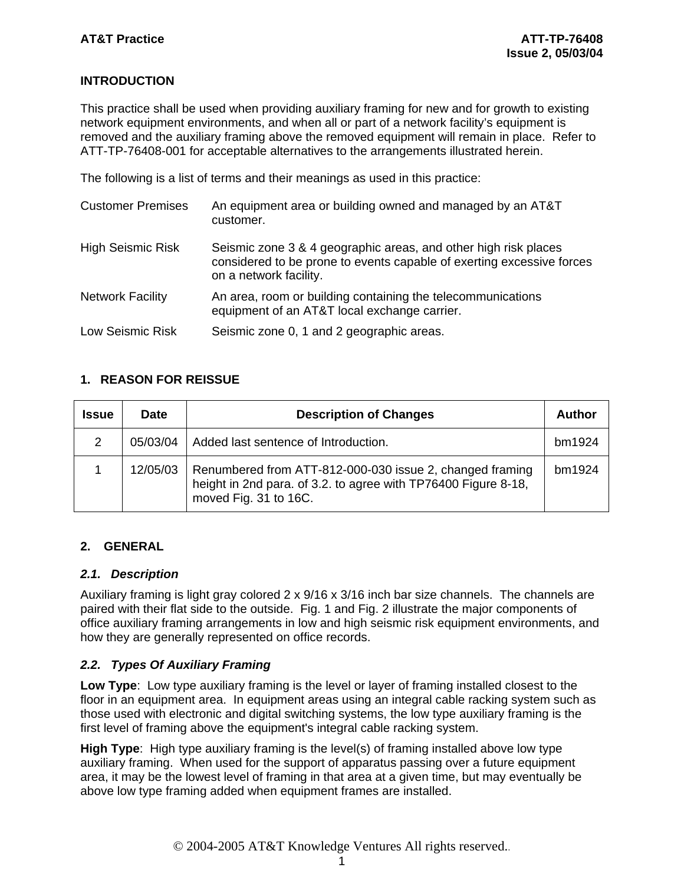## INTRODUCTION

This practice shall be used when providing auxiliary framing for new and for growth to existing network equipment environments, and when all or part of a network facility's equipment is removed and the auxiliary framing above the removed equipment will remain in place. Refer to ATT-TP-76408-001 for acceptable alternatives to the arrangements illustrated herein.

The following is a list of terms and their meanings as used in this practice:

| | |
|---|---|
| Customer Premises | An equipment area or building owned and managed by an AT&T customer. |
| High Seismic Risk | Seismic zone 3 & 4 geographic areas, and other high risk places considered to be prone to events capable of exerting excessive forces on a network facility. |
| Network Facility | An area, room or building containing the telecommunications equipment of an AT&T local exchange carrier. |
| Low Seismic Risk | Seismic zone 0, 1 and 2 geographic areas. |

## 1. REASON FOR REISSUE

| Issue | Date | Description of Changes | Author |
|---|---|---|---|
| 2 | 05/03/04 | Added last sentence of Introduction. | bm1924 |
| 1 | 12/05/03 | Renumbered from ATT-812-000-030 issue 2, changed framing height in 2nd para. of 3.2. to agree with TP76400 Figure 8-18, moved Fig. 31 to 16C. | bm1924 |

## 2. GENERAL

### *2.1. Description*

Auxiliary framing is light gray colored 2 x 9/16 x 3/16 inch bar size channels. The channels are paired with their flat side to the outside. Fig. 1 and Fig. 2 illustrate the major components of office auxiliary framing arrangements in low and high seismic risk equipment environments, and how they are generally represented on office records.

### *2.2. Types Of Auxiliary Framing*

**Low Type**: Low type auxiliary framing is the level or layer of framing installed closest to the floor in an equipment area. In equipment areas using an integral cable racking system such as those used with electronic and digital switching systems, the low type auxiliary framing is the first level of framing above the equipment's integral cable racking system.

**High Type**: High type auxiliary framing is the level(s) of framing installed above low type auxiliary framing. When used for the support of apparatus passing over a future equipment area, it may be the lowest level of framing in that area at a given time, but may eventually be above low type framing added when equipment frames are installed.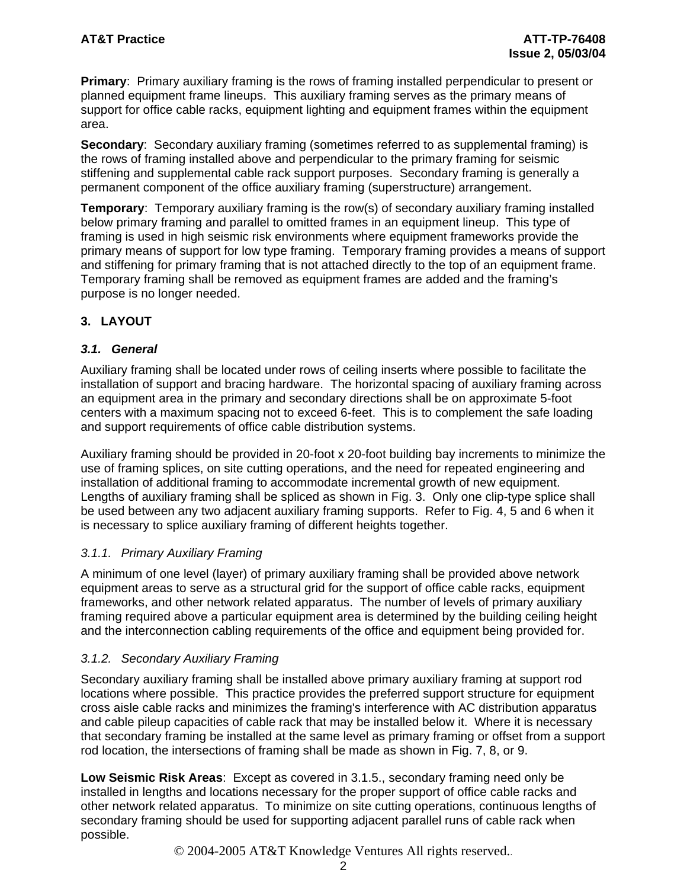**Primary**: Primary auxiliary framing is the rows of framing installed perpendicular to present or planned equipment frame lineups. This auxiliary framing serves as the primary means of support for office cable racks, equipment lighting and equipment frames within the equipment area.

**Secondary**: Secondary auxiliary framing (sometimes referred to as supplemental framing) is the rows of framing installed above and perpendicular to the primary framing for seismic stiffening and supplemental cable rack support purposes. Secondary framing is generally a permanent component of the office auxiliary framing (superstructure) arrangement.

**Temporary**: Temporary auxiliary framing is the row(s) of secondary auxiliary framing installed below primary framing and parallel to omitted frames in an equipment lineup. This type of framing is used in high seismic risk environments where equipment frameworks provide the primary means of support for low type framing. Temporary framing provides a means of support and stiffening for primary framing that is not attached directly to the top of an equipment frame. Temporary framing shall be removed as equipment frames are added and the framing's purpose is no longer needed.

## 3. LAYOUT

### *3.1. General*

Auxiliary framing shall be located under rows of ceiling inserts where possible to facilitate the installation of support and bracing hardware. The horizontal spacing of auxiliary framing across an equipment area in the primary and secondary directions shall be on approximate 5-foot centers with a maximum spacing not to exceed 6-feet. This is to complement the safe loading and support requirements of office cable distribution systems.

Auxiliary framing should be provided in 20-foot x 20-foot building bay increments to minimize the use of framing splices, on site cutting operations, and the need for repeated engineering and installation of additional framing to accommodate incremental growth of new equipment. Lengths of auxiliary framing shall be spliced as shown in Fig. 3. Only one clip-type splice shall be used between any two adjacent auxiliary framing supports. Refer to Fig. 4, 5 and 6 when it is necessary to splice auxiliary framing of different heights together.

#### *3.1.1. Primary Auxiliary Framing*

A minimum of one level (layer) of primary auxiliary framing shall be provided above network equipment areas to serve as a structural grid for the support of office cable racks, equipment frameworks, and other network related apparatus. The number of levels of primary auxiliary framing required above a particular equipment area is determined by the building ceiling height and the interconnection cabling requirements of the office and equipment being provided for.

#### *3.1.2. Secondary Auxiliary Framing*

Secondary auxiliary framing shall be installed above primary auxiliary framing at support rod locations where possible. This practice provides the preferred support structure for equipment cross aisle cable racks and minimizes the framing's interference with AC distribution apparatus and cable pileup capacities of cable rack that may be installed below it. Where it is necessary that secondary framing be installed at the same level as primary framing or offset from a support rod location, the intersections of framing shall be made as shown in Fig. 7, 8, or 9.

**Low Seismic Risk Areas**: Except as covered in 3.1.5., secondary framing need only be installed in lengths and locations necessary for the proper support of office cable racks and other network related apparatus. To minimize on site cutting operations, continuous lengths of secondary framing should be used for supporting adjacent parallel runs of cable rack when possible.

© 2004-2005 AT&T Knowledge Ventures All rights reserved.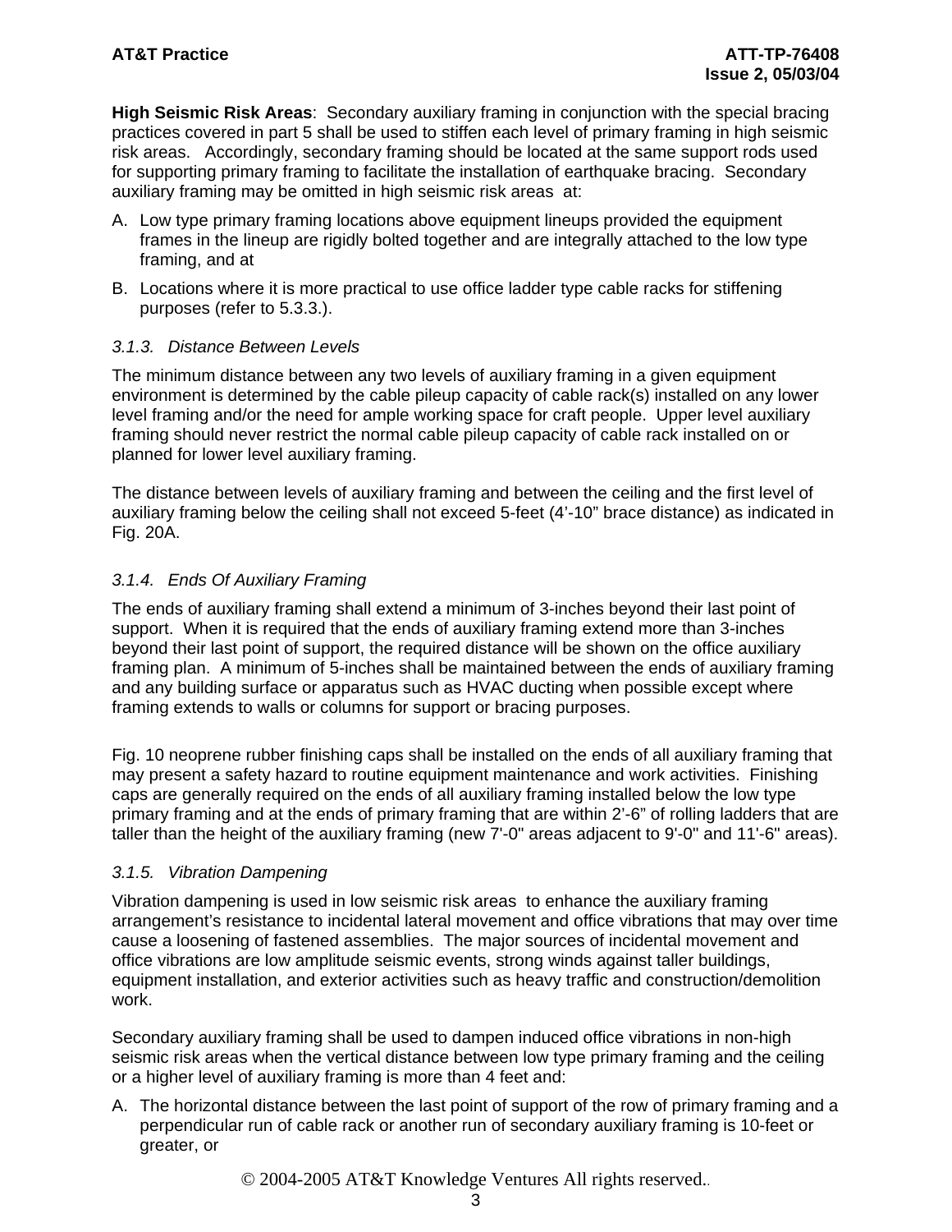**High Seismic Risk Areas**: Secondary auxiliary framing in conjunction with the special bracing practices covered in part 5 shall be used to stiffen each level of primary framing in high seismic risk areas. Accordingly, secondary framing should be located at the same support rods used for supporting primary framing to facilitate the installation of earthquake bracing. Secondary auxiliary framing may be omitted in high seismic risk areas at:

A. Low type primary framing locations above equipment lineups provided the equipment frames in the lineup are rigidly bolted together and are integrally attached to the low type framing, and at

B. Locations where it is more practical to use office ladder type cable racks for stiffening purposes (refer to 5.3.3.).

### *3.1.3. Distance Between Levels*

The minimum distance between any two levels of auxiliary framing in a given equipment environment is determined by the cable pileup capacity of cable rack(s) installed on any lower level framing and/or the need for ample working space for craft people. Upper level auxiliary framing should never restrict the normal cable pileup capacity of cable rack installed on or planned for lower level auxiliary framing.

The distance between levels of auxiliary framing and between the ceiling and the first level of auxiliary framing below the ceiling shall not exceed 5-feet (4'-10" brace distance) as indicated in Fig. 20A.

### *3.1.4. Ends Of Auxiliary Framing*

The ends of auxiliary framing shall extend a minimum of 3-inches beyond their last point of support. When it is required that the ends of auxiliary framing extend more than 3-inches beyond their last point of support, the required distance will be shown on the office auxiliary framing plan. A minimum of 5-inches shall be maintained between the ends of auxiliary framing and any building surface or apparatus such as HVAC ducting when possible except where framing extends to walls or columns for support or bracing purposes.

Fig. 10 neoprene rubber finishing caps shall be installed on the ends of all auxiliary framing that may present a safety hazard to routine equipment maintenance and work activities. Finishing caps are generally required on the ends of all auxiliary framing installed below the low type primary framing and at the ends of primary framing that are within 2'-6" of rolling ladders that are taller than the height of the auxiliary framing (new 7'-0" areas adjacent to 9'-0" and 11'-6" areas).

### *3.1.5. Vibration Dampening*

Vibration dampening is used in low seismic risk areas to enhance the auxiliary framing arrangement's resistance to incidental lateral movement and office vibrations that may over time cause a loosening of fastened assemblies. The major sources of incidental movement and office vibrations are low amplitude seismic events, strong winds against taller buildings, equipment installation, and exterior activities such as heavy traffic and construction/demolition work.

Secondary auxiliary framing shall be used to dampen induced office vibrations in non-high seismic risk areas when the vertical distance between low type primary framing and the ceiling or a higher level of auxiliary framing is more than 4 feet and:

A. The horizontal distance between the last point of support of the row of primary framing and a perpendicular run of cable rack or another run of secondary auxiliary framing is 10-feet or greater, or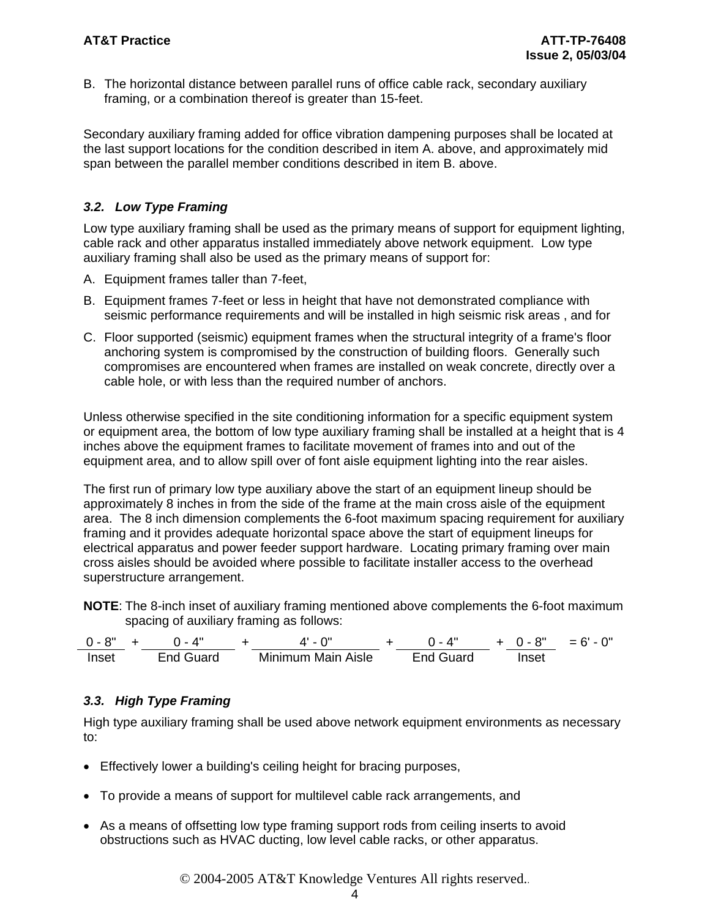B. The horizontal distance between parallel runs of office cable rack, secondary auxiliary framing, or a combination thereof is greater than 15-feet.

Secondary auxiliary framing added for office vibration dampening purposes shall be located at the last support locations for the condition described in item A. above, and approximately mid span between the parallel member conditions described in item B. above.

### *3.2. Low Type Framing*

Low type auxiliary framing shall be used as the primary means of support for equipment lighting, cable rack and other apparatus installed immediately above network equipment. Low type auxiliary framing shall also be used as the primary means of support for:

A. Equipment frames taller than 7-feet,

B. Equipment frames 7-feet or less in height that have not demonstrated compliance with seismic performance requirements and will be installed in high seismic risk areas , and for

C. Floor supported (seismic) equipment frames when the structural integrity of a frame's floor anchoring system is compromised by the construction of building floors. Generally such compromises are encountered when frames are installed on weak concrete, directly over a cable hole, or with less than the required number of anchors.

Unless otherwise specified in the site conditioning information for a specific equipment system or equipment area, the bottom of low type auxiliary framing shall be installed at a height that is 4 inches above the equipment frames to facilitate movement of frames into and out of the equipment area, and to allow spill over of font aisle equipment lighting into the rear aisles.

The first run of primary low type auxiliary above the start of an equipment lineup should be approximately 8 inches in from the side of the frame at the main cross aisle of the equipment area. The 8 inch dimension complements the 6-foot maximum spacing requirement for auxiliary framing and it provides adequate horizontal space above the start of equipment lineups for electrical apparatus and power feeder support hardware. Locating primary framing over main cross aisles should be avoided where possible to facilitate installer access to the overhead superstructure arrangement.

**NOTE**: The 8-inch inset of auxiliary framing mentioned above complements the 6-foot maximum spacing of auxiliary framing as follows:

| 0 - 8" | + | 0 - 4" | + | 4' - 0" | + | 0 - 4" | + | 0 - 8" | = 6' - 0" |
|---|---|---|---|---|---|---|---|---|---|
| Inset | | End Guard | | Minimum Main Aisle | | End Guard | | Inset | |

### *3.3. High Type Framing*

High type auxiliary framing shall be used above network equipment environments as necessary to:

- Effectively lower a building's ceiling height for bracing purposes,
- To provide a means of support for multilevel cable rack arrangements, and
- As a means of offsetting low type framing support rods from ceiling inserts to avoid obstructions such as HVAC ducting, low level cable racks, or other apparatus.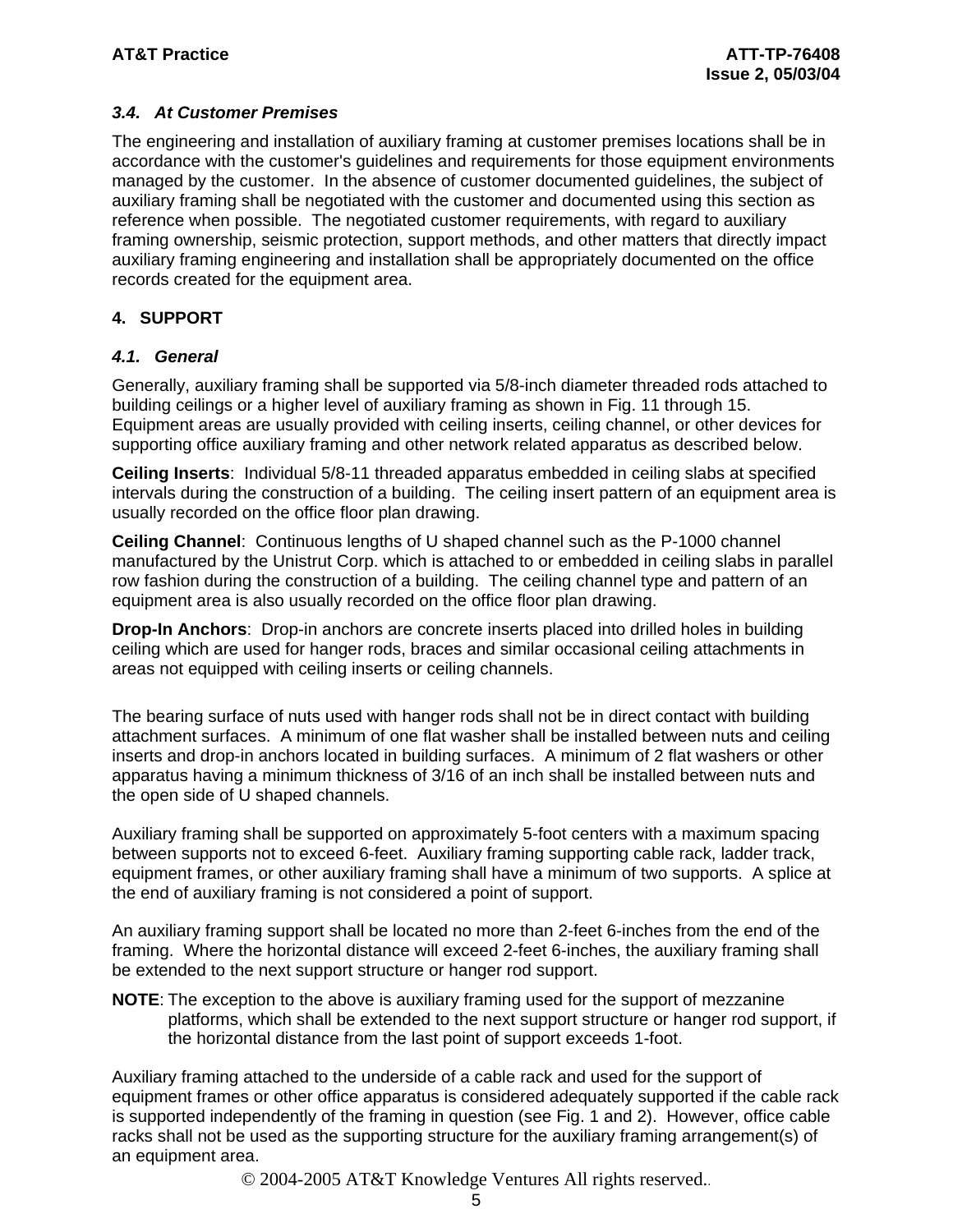### *3.4. At Customer Premises*

The engineering and installation of auxiliary framing at customer premises locations shall be in accordance with the customer's guidelines and requirements for those equipment environments managed by the customer. In the absence of customer documented guidelines, the subject of auxiliary framing shall be negotiated with the customer and documented using this section as reference when possible. The negotiated customer requirements, with regard to auxiliary framing ownership, seismic protection, support methods, and other matters that directly impact auxiliary framing engineering and installation shall be appropriately documented on the office records created for the equipment area.

## 4. SUPPORT

### *4.1. General*

Generally, auxiliary framing shall be supported via 5/8-inch diameter threaded rods attached to building ceilings or a higher level of auxiliary framing as shown in Fig. 11 through 15. Equipment areas are usually provided with ceiling inserts, ceiling channel, or other devices for supporting office auxiliary framing and other network related apparatus as described below.

**Ceiling Inserts**: Individual 5/8-11 threaded apparatus embedded in ceiling slabs at specified intervals during the construction of a building. The ceiling insert pattern of an equipment area is usually recorded on the office floor plan drawing.

**Ceiling Channel**: Continuous lengths of U shaped channel such as the P-1000 channel manufactured by the Unistrut Corp. which is attached to or embedded in ceiling slabs in parallel row fashion during the construction of a building. The ceiling channel type and pattern of an equipment area is also usually recorded on the office floor plan drawing.

**Drop-In Anchors**: Drop-in anchors are concrete inserts placed into drilled holes in building ceiling which are used for hanger rods, braces and similar occasional ceiling attachments in areas not equipped with ceiling inserts or ceiling channels.

The bearing surface of nuts used with hanger rods shall not be in direct contact with building attachment surfaces. A minimum of one flat washer shall be installed between nuts and ceiling inserts and drop-in anchors located in building surfaces. A minimum of 2 flat washers or other apparatus having a minimum thickness of 3/16 of an inch shall be installed between nuts and the open side of U shaped channels.

Auxiliary framing shall be supported on approximately 5-foot centers with a maximum spacing between supports not to exceed 6-feet. Auxiliary framing supporting cable rack, ladder track, equipment frames, or other auxiliary framing shall have a minimum of two supports. A splice at the end of auxiliary framing is not considered a point of support.

An auxiliary framing support shall be located no more than 2-feet 6-inches from the end of the framing. Where the horizontal distance will exceed 2-feet 6-inches, the auxiliary framing shall be extended to the next support structure or hanger rod support.

**NOTE**: The exception to the above is auxiliary framing used for the support of mezzanine platforms, which shall be extended to the next support structure or hanger rod support, if the horizontal distance from the last point of support exceeds 1-foot.

Auxiliary framing attached to the underside of a cable rack and used for the support of equipment frames or other office apparatus is considered adequately supported if the cable rack is supported independently of the framing in question (see Fig. 1 and 2). However, office cable racks shall not be used as the supporting structure for the auxiliary framing arrangement(s) of an equipment area.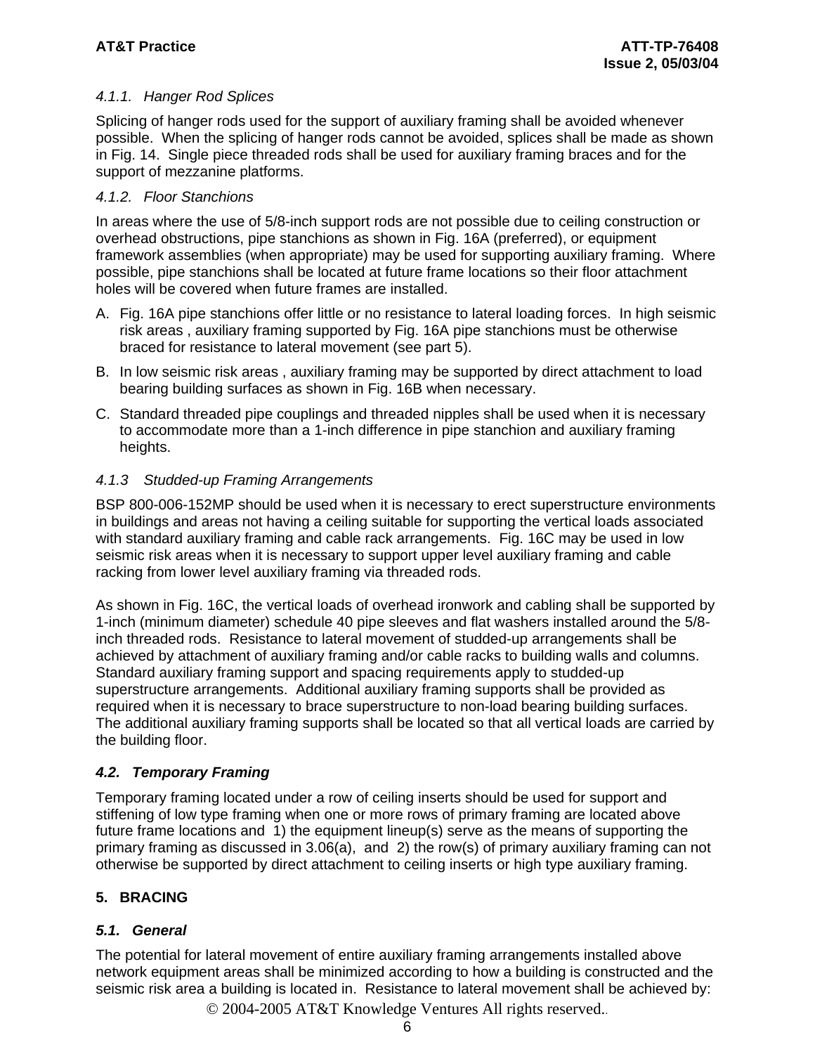#### *4.1.1. Hanger Rod Splices*

Splicing of hanger rods used for the support of auxiliary framing shall be avoided whenever possible. When the splicing of hanger rods cannot be avoided, splices shall be made as shown in Fig. 14. Single piece threaded rods shall be used for auxiliary framing braces and for the support of mezzanine platforms.

#### *4.1.2. Floor Stanchions*

In areas where the use of 5/8-inch support rods are not possible due to ceiling construction or overhead obstructions, pipe stanchions as shown in Fig. 16A (preferred), or equipment framework assemblies (when appropriate) may be used for supporting auxiliary framing. Where possible, pipe stanchions shall be located at future frame locations so their floor attachment holes will be covered when future frames are installed.

A. Fig. 16A pipe stanchions offer little or no resistance to lateral loading forces. In high seismic risk areas , auxiliary framing supported by Fig. 16A pipe stanchions must be otherwise braced for resistance to lateral movement (see part 5).

B. In low seismic risk areas , auxiliary framing may be supported by direct attachment to load bearing building surfaces as shown in Fig. 16B when necessary.

C. Standard threaded pipe couplings and threaded nipples shall be used when it is necessary to accommodate more than a 1-inch difference in pipe stanchion and auxiliary framing heights.

#### *4.1.3 Studded-up Framing Arrangements*

BSP 800-006-152MP should be used when it is necessary to erect superstructure environments in buildings and areas not having a ceiling suitable for supporting the vertical loads associated with standard auxiliary framing and cable rack arrangements. Fig. 16C may be used in low seismic risk areas when it is necessary to support upper level auxiliary framing and cable racking from lower level auxiliary framing via threaded rods.

As shown in Fig. 16C, the vertical loads of overhead ironwork and cabling shall be supported by 1-inch (minimum diameter) schedule 40 pipe sleeves and flat washers installed around the 5/8-inch threaded rods. Resistance to lateral movement of studded-up arrangements shall be achieved by attachment of auxiliary framing and/or cable racks to building walls and columns. Standard auxiliary framing support and spacing requirements apply to studded-up superstructure arrangements. Additional auxiliary framing supports shall be provided as required when it is necessary to brace superstructure to non-load bearing building surfaces. The additional auxiliary framing supports shall be located so that all vertical loads are carried by the building floor.

### *4.2. Temporary Framing*

Temporary framing located under a row of ceiling inserts should be used for support and stiffening of low type framing when one or more rows of primary framing are located above future frame locations and 1) the equipment lineup(s) serve as the means of supporting the primary framing as discussed in 3.06(a), and 2) the row(s) of primary auxiliary framing can not otherwise be supported by direct attachment to ceiling inserts or high type auxiliary framing.

## 5. BRACING

### *5.1. General*

The potential for lateral movement of entire auxiliary framing arrangements installed above network equipment areas shall be minimized according to how a building is constructed and the seismic risk area a building is located in. Resistance to lateral movement shall be achieved by: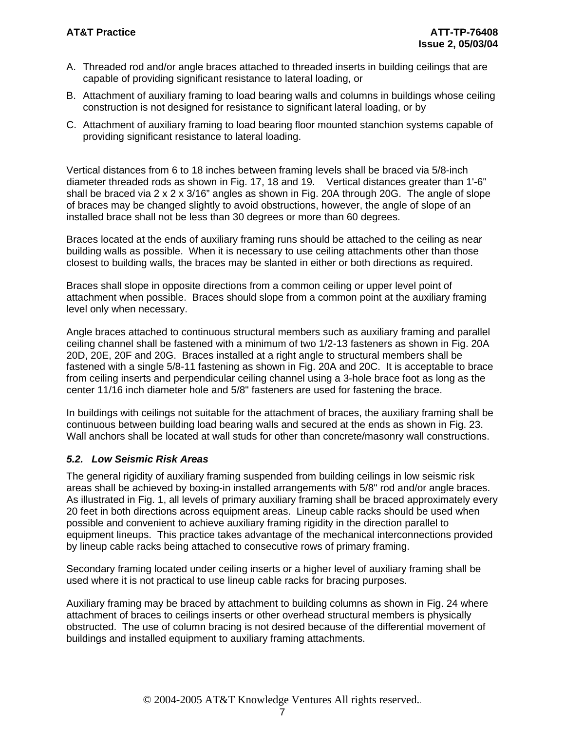A. Threaded rod and/or angle braces attached to threaded inserts in building ceilings that are capable of providing significant resistance to lateral loading, or

B. Attachment of auxiliary framing to load bearing walls and columns in buildings whose ceiling construction is not designed for resistance to significant lateral loading, or by

C. Attachment of auxiliary framing to load bearing floor mounted stanchion systems capable of providing significant resistance to lateral loading.

Vertical distances from 6 to 18 inches between framing levels shall be braced via 5/8-inch diameter threaded rods as shown in Fig. 17, 18 and 19. Vertical distances greater than 1'-6" shall be braced via 2 x 2 x 3/16" angles as shown in Fig. 20A through 20G. The angle of slope of braces may be changed slightly to avoid obstructions, however, the angle of slope of an installed brace shall not be less than 30 degrees or more than 60 degrees.

Braces located at the ends of auxiliary framing runs should be attached to the ceiling as near building walls as possible. When it is necessary to use ceiling attachments other than those closest to building walls, the braces may be slanted in either or both directions as required.

Braces shall slope in opposite directions from a common ceiling or upper level point of attachment when possible. Braces should slope from a common point at the auxiliary framing level only when necessary.

Angle braces attached to continuous structural members such as auxiliary framing and parallel ceiling channel shall be fastened with a minimum of two 1/2-13 fasteners as shown in Fig. 20A 20D, 20E, 20F and 20G. Braces installed at a right angle to structural members shall be fastened with a single 5/8-11 fastening as shown in Fig. 20A and 20C. It is acceptable to brace from ceiling inserts and perpendicular ceiling channel using a 3-hole brace foot as long as the center 11/16 inch diameter hole and 5/8" fasteners are used for fastening the brace.

In buildings with ceilings not suitable for the attachment of braces, the auxiliary framing shall be continuous between building load bearing walls and secured at the ends as shown in Fig. 23. Wall anchors shall be located at wall studs for other than concrete/masonry wall constructions.

### *5.2. Low Seismic Risk Areas*

The general rigidity of auxiliary framing suspended from building ceilings in low seismic risk areas shall be achieved by boxing-in installed arrangements with 5/8" rod and/or angle braces. As illustrated in Fig. 1, all levels of primary auxiliary framing shall be braced approximately every 20 feet in both directions across equipment areas. Lineup cable racks should be used when possible and convenient to achieve auxiliary framing rigidity in the direction parallel to equipment lineups. This practice takes advantage of the mechanical interconnections provided by lineup cable racks being attached to consecutive rows of primary framing.

Secondary framing located under ceiling inserts or a higher level of auxiliary framing shall be used where it is not practical to use lineup cable racks for bracing purposes.

Auxiliary framing may be braced by attachment to building columns as shown in Fig. 24 where attachment of braces to ceilings inserts or other overhead structural members is physically obstructed. The use of column bracing is not desired because of the differential movement of buildings and installed equipment to auxiliary framing attachments.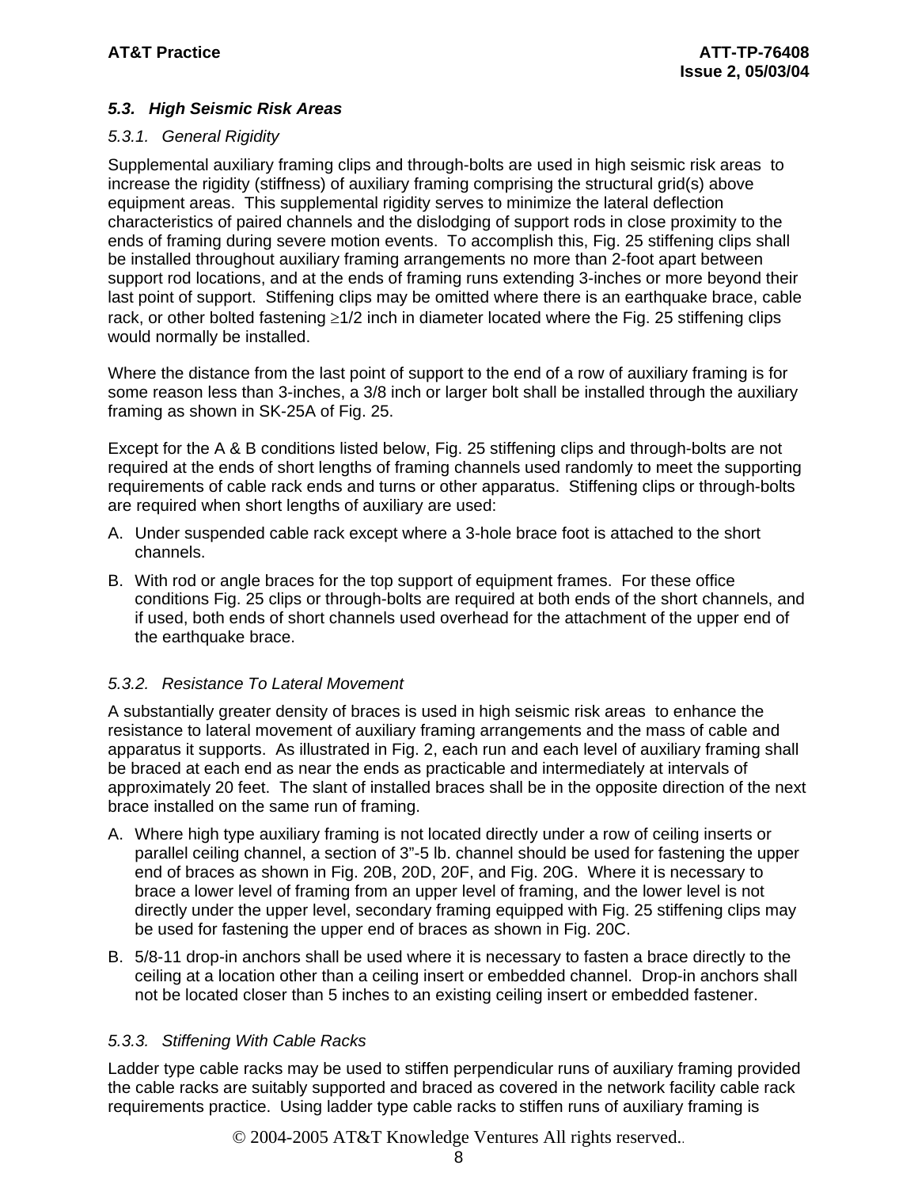### *5.3. High Seismic Risk Areas*

*5.3.1. General Rigidity*

Supplemental auxiliary framing clips and through-bolts are used in high seismic risk areas to increase the rigidity (stiffness) of auxiliary framing comprising the structural grid(s) above equipment areas. This supplemental rigidity serves to minimize the lateral deflection characteristics of paired channels and the dislodging of support rods in close proximity to the ends of framing during severe motion events. To accomplish this, Fig. 25 stiffening clips shall be installed throughout auxiliary framing arrangements no more than 2-foot apart between support rod locations, and at the ends of framing runs extending 3-inches or more beyond their last point of support. Stiffening clips may be omitted where there is an earthquake brace, cable rack, or other bolted fastening ≥1/2 inch in diameter located where the Fig. 25 stiffening clips would normally be installed.

Where the distance from the last point of support to the end of a row of auxiliary framing is for some reason less than 3-inches, a 3/8 inch or larger bolt shall be installed through the auxiliary framing as shown in SK-25A of Fig. 25.

Except for the A & B conditions listed below, Fig. 25 stiffening clips and through-bolts are not required at the ends of short lengths of framing channels used randomly to meet the supporting requirements of cable rack ends and turns or other apparatus. Stiffening clips or through-bolts are required when short lengths of auxiliary are used:

A. Under suspended cable rack except where a 3-hole brace foot is attached to the short channels.

B. With rod or angle braces for the top support of equipment frames. For these office conditions Fig. 25 clips or through-bolts are required at both ends of the short channels, and if used, both ends of short channels used overhead for the attachment of the upper end of the earthquake brace.

*5.3.2. Resistance To Lateral Movement*

A substantially greater density of braces is used in high seismic risk areas to enhance the resistance to lateral movement of auxiliary framing arrangements and the mass of cable and apparatus it supports. As illustrated in Fig. 2, each run and each level of auxiliary framing shall be braced at each end as near the ends as practicable and intermediately at intervals of approximately 20 feet. The slant of installed braces shall be in the opposite direction of the next brace installed on the same run of framing.

A. Where high type auxiliary framing is not located directly under a row of ceiling inserts or parallel ceiling channel, a section of 3"-5 lb. channel should be used for fastening the upper end of braces as shown in Fig. 20B, 20D, 20F, and Fig. 20G. Where it is necessary to brace a lower level of framing from an upper level of framing, and the lower level is not directly under the upper level, secondary framing equipped with Fig. 25 stiffening clips may be used for fastening the upper end of braces as shown in Fig. 20C.

B. 5/8-11 drop-in anchors shall be used where it is necessary to fasten a brace directly to the ceiling at a location other than a ceiling insert or embedded channel. Drop-in anchors shall not be located closer than 5 inches to an existing ceiling insert or embedded fastener.

*5.3.3. Stiffening With Cable Racks*

Ladder type cable racks may be used to stiffen perpendicular runs of auxiliary framing provided the cable racks are suitably supported and braced as covered in the network facility cable rack requirements practice. Using ladder type cable racks to stiffen runs of auxiliary framing is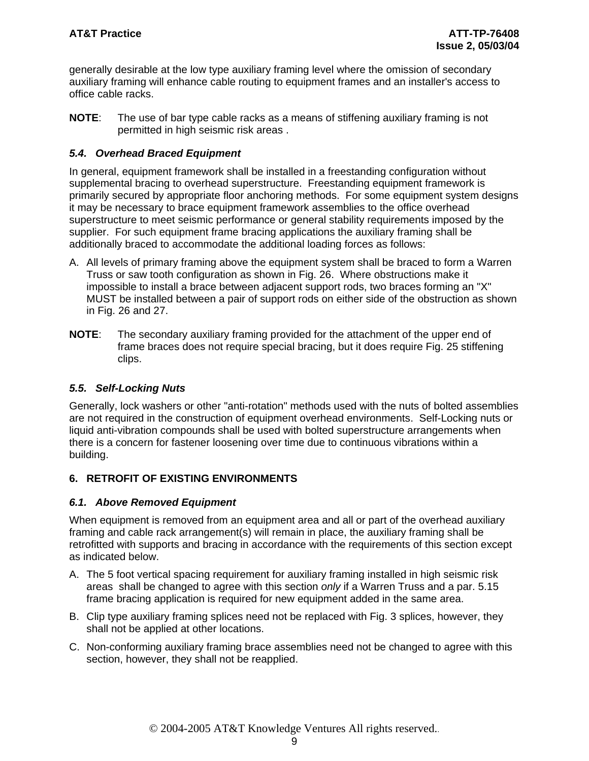generally desirable at the low type auxiliary framing level where the omission of secondary auxiliary framing will enhance cable routing to equipment frames and an installer's access to office cable racks.

**NOTE**: The use of bar type cable racks as a means of stiffening auxiliary framing is not permitted in high seismic risk areas .

### *5.4. Overhead Braced Equipment*

In general, equipment framework shall be installed in a freestanding configuration without supplemental bracing to overhead superstructure. Freestanding equipment framework is primarily secured by appropriate floor anchoring methods. For some equipment system designs it may be necessary to brace equipment framework assemblies to the office overhead superstructure to meet seismic performance or general stability requirements imposed by the supplier. For such equipment frame bracing applications the auxiliary framing shall be additionally braced to accommodate the additional loading forces as follows:

A. All levels of primary framing above the equipment system shall be braced to form a Warren Truss or saw tooth configuration as shown in Fig. 26. Where obstructions make it impossible to install a brace between adjacent support rods, two braces forming an "X" MUST be installed between a pair of support rods on either side of the obstruction as shown in Fig. 26 and 27.

**NOTE**: The secondary auxiliary framing provided for the attachment of the upper end of frame braces does not require special bracing, but it does require Fig. 25 stiffening clips.

### *5.5. Self-Locking Nuts*

Generally, lock washers or other "anti-rotation" methods used with the nuts of bolted assemblies are not required in the construction of equipment overhead environments. Self-Locking nuts or liquid anti-vibration compounds shall be used with bolted superstructure arrangements when there is a concern for fastener loosening over time due to continuous vibrations within a building.

## 6. RETROFIT OF EXISTING ENVIRONMENTS

### *6.1. Above Removed Equipment*

When equipment is removed from an equipment area and all or part of the overhead auxiliary framing and cable rack arrangement(s) will remain in place, the auxiliary framing shall be retrofitted with supports and bracing in accordance with the requirements of this section except as indicated below.

A. The 5 foot vertical spacing requirement for auxiliary framing installed in high seismic risk areas shall be changed to agree with this section *only* if a Warren Truss and a par. 5.15 frame bracing application is required for new equipment added in the same area.

B. Clip type auxiliary framing splices need not be replaced with Fig. 3 splices, however, they shall not be applied at other locations.

C. Non-conforming auxiliary framing brace assemblies need not be changed to agree with this section, however, they shall not be reapplied.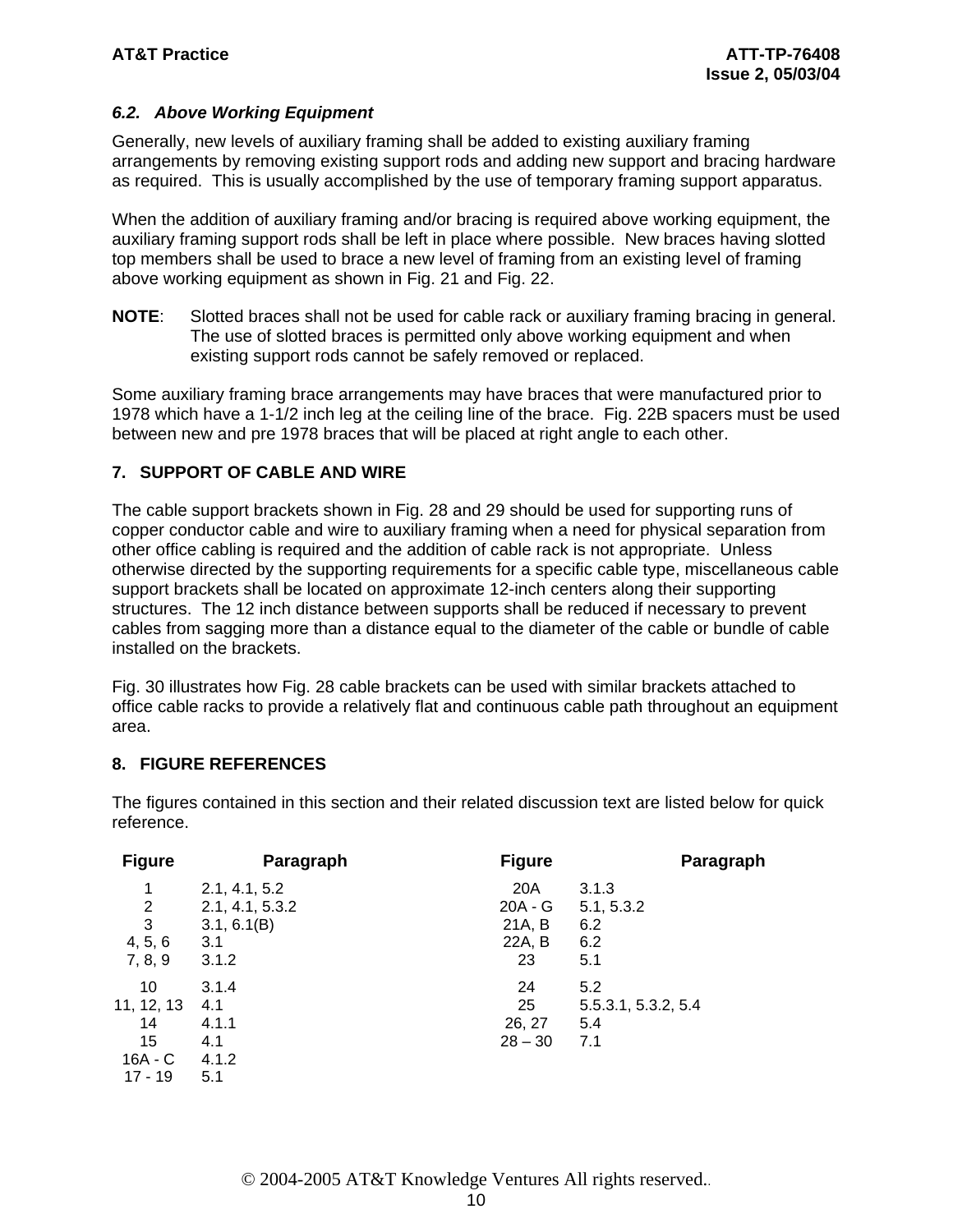### *6.2. Above Working Equipment*

Generally, new levels of auxiliary framing shall be added to existing auxiliary framing arrangements by removing existing support rods and adding new support and bracing hardware as required. This is usually accomplished by the use of temporary framing support apparatus.

When the addition of auxiliary framing and/or bracing is required above working equipment, the auxiliary framing support rods shall be left in place where possible. New braces having slotted top members shall be used to brace a new level of framing from an existing level of framing above working equipment as shown in Fig. 21 and Fig. 22.

**NOTE**: Slotted braces shall not be used for cable rack or auxiliary framing bracing in general. The use of slotted braces is permitted only above working equipment and when existing support rods cannot be safely removed or replaced.

Some auxiliary framing brace arrangements may have braces that were manufactured prior to 1978 which have a 1-1/2 inch leg at the ceiling line of the brace. Fig. 22B spacers must be used between new and pre 1978 braces that will be placed at right angle to each other.

## 7. SUPPORT OF CABLE AND WIRE

The cable support brackets shown in Fig. 28 and 29 should be used for supporting runs of copper conductor cable and wire to auxiliary framing when a need for physical separation from other office cabling is required and the addition of cable rack is not appropriate. Unless otherwise directed by the supporting requirements for a specific cable type, miscellaneous cable support brackets shall be located on approximate 12-inch centers along their supporting structures. The 12 inch distance between supports shall be reduced if necessary to prevent cables from sagging more than a distance equal to the diameter of the cable or bundle of cable installed on the brackets.

Fig. 30 illustrates how Fig. 28 cable brackets can be used with similar brackets attached to office cable racks to provide a relatively flat and continuous cable path throughout an equipment area.

## 8. FIGURE REFERENCES

The figures contained in this section and their related discussion text are listed below for quick reference.

| Figure | Paragraph | Figure | Paragraph |
|---|---|---|---|
| 1 | 2.1, 4.1, 5.2 | 20A | 3.1.3 |
| 2 | 2.1, 4.1, 5.3.2 | 20A - G | 5.1, 5.3.2 |
| 3 | 3.1, 6.1(B) | 21A, B | 6.2 |
| 4, 5, 6 | 3.1 | 22A, B | 6.2 |
| 7, 8, 9 | 3.1.2 | 23 | 5.1 |
| 10 | 3.1.4 | 24 | 5.2 |
| 11, 12, 13 | 4.1 | 25 | 5.5.3.1, 5.3.2, 5.4 |
| 14 | 4.1.1 | 26, 27 | 5.4 |
| 15 | 4.1 | 28 – 30 | 7.1 |
| 16A - C | 4.1.2 | | |
| 17 - 19 | 5.1 | | |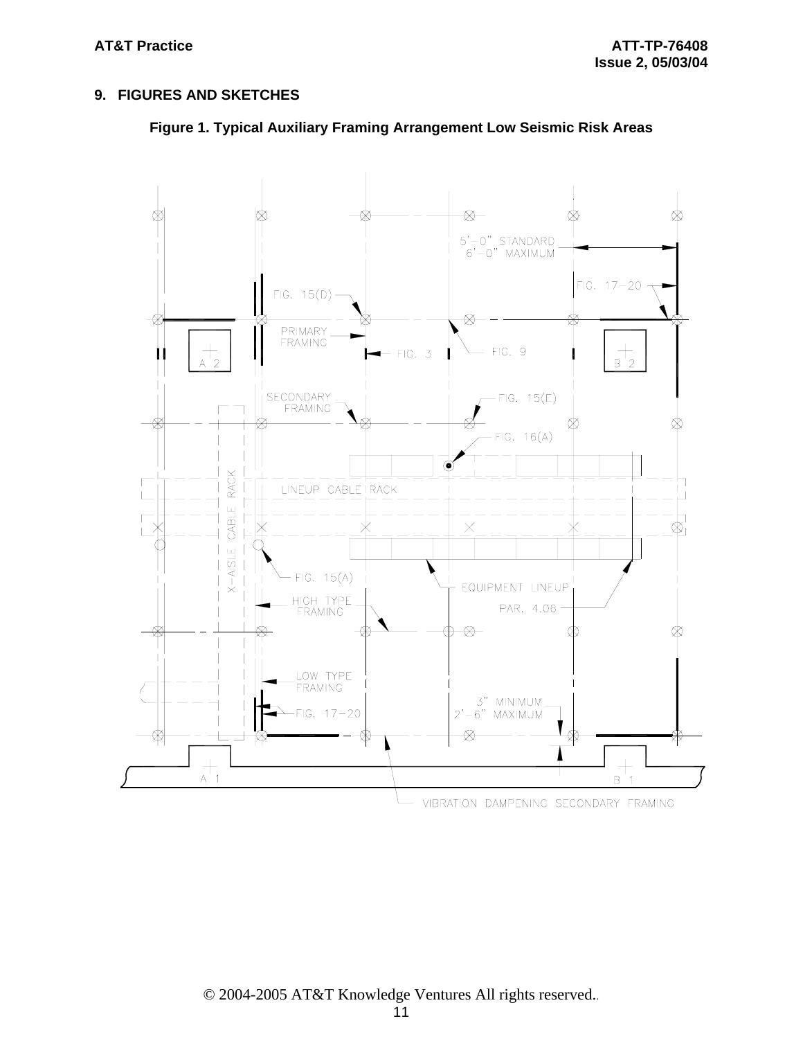## 9. FIGURES AND SKETCHES

**Figure 1. Typical Auxiliary Framing Arrangement Low Seismic Risk Areas**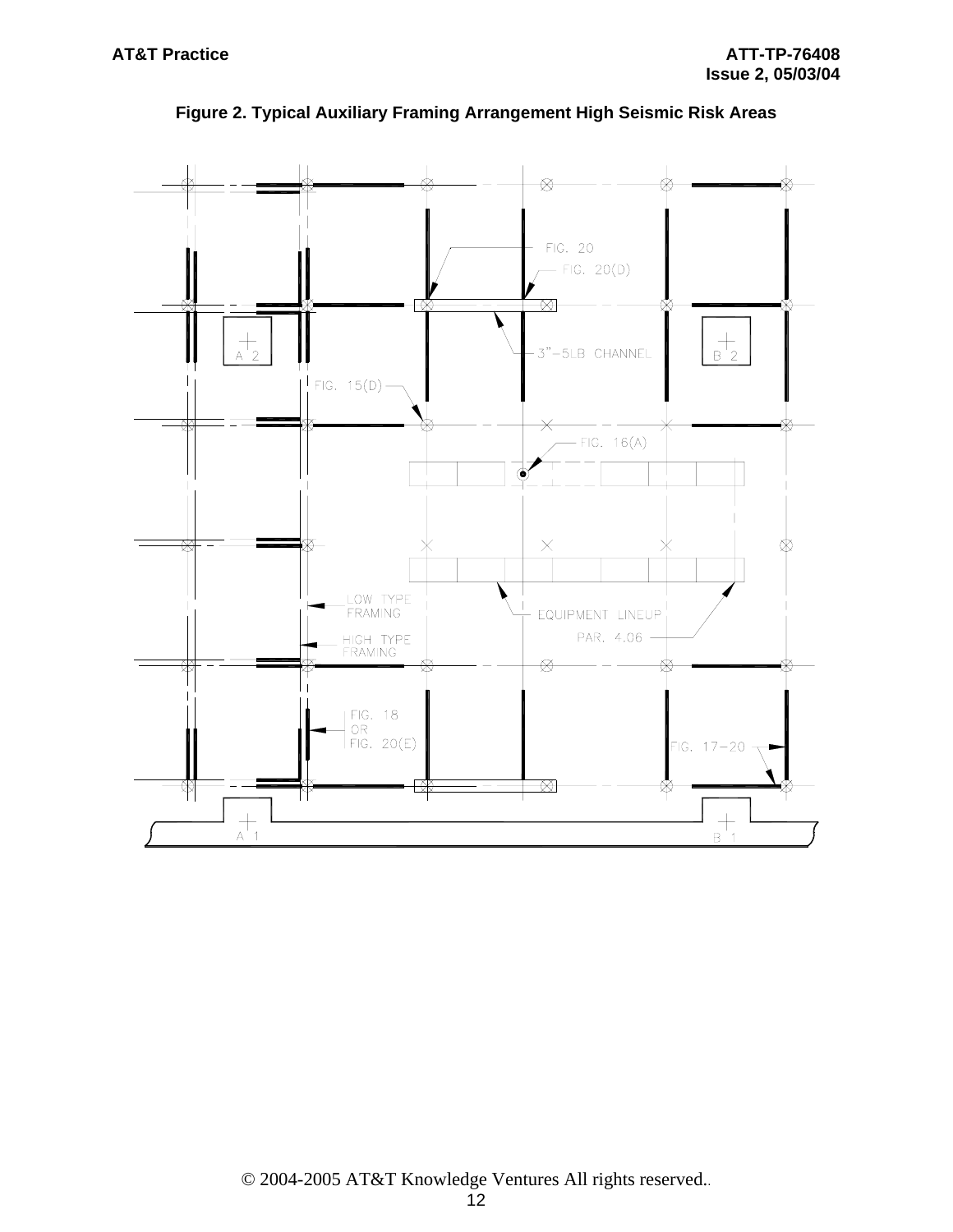**Figure 2. Typical Auxiliary Framing Arrangement High Seismic Risk Areas**

FIG. 20

FIG. 20(D)

3"–5LB CHANNEL

A 2

B 2

FIG. 15(D)

FIG. 16(A)

LOW TYPE FRAMING

HIGH TYPE FRAMING

EQUIPMENT LINEUP PAR. 4.06

FIG. 18 OR FIG. 20(E)

FIG. 17–20

A 1

B 1

© 2004-2005 AT&T Knowledge Ventures All rights reserved..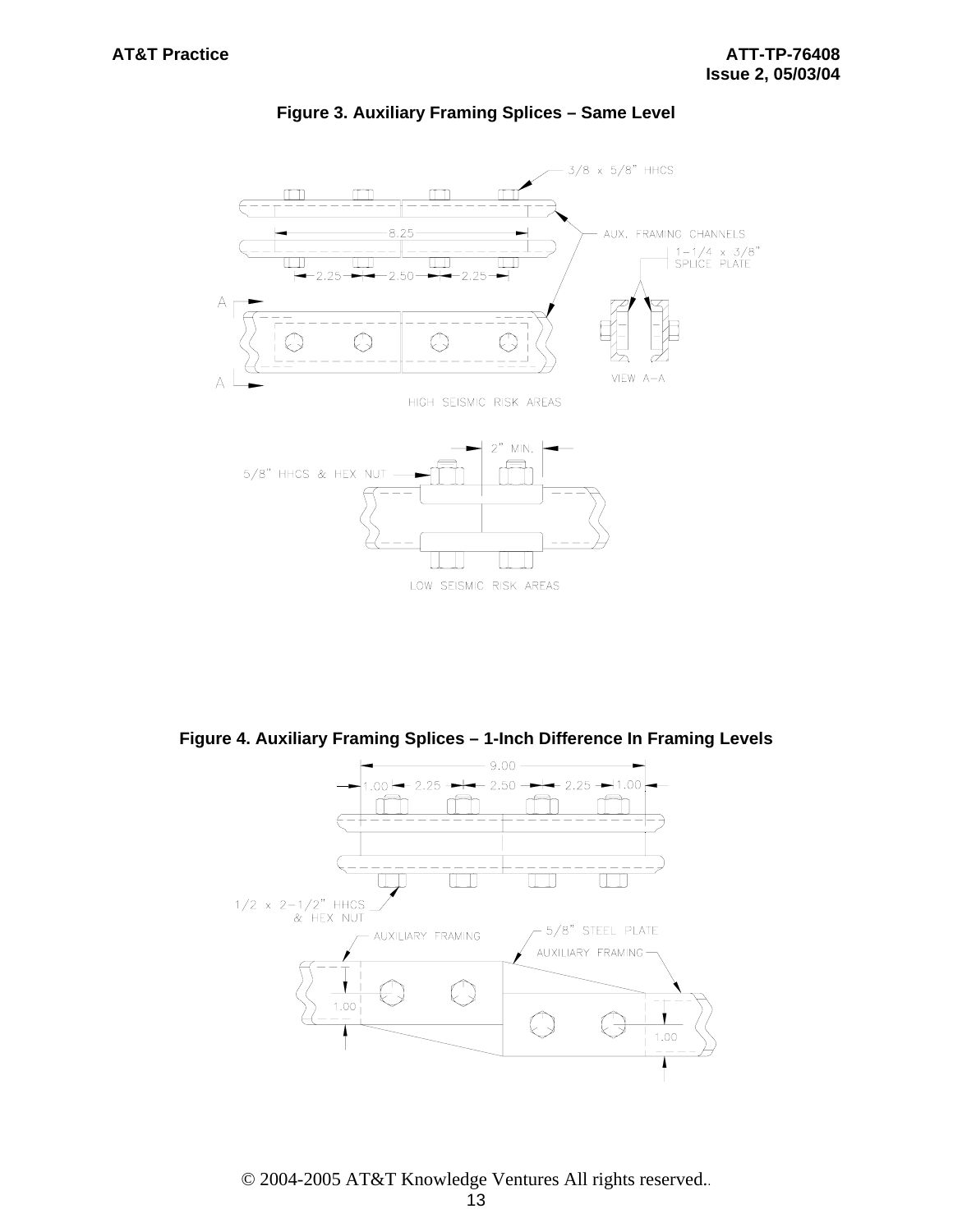**Figure 3. Auxiliary Framing Splices – Same Level**

3/8 x 5/8" HHCS

AUX. FRAMING CHANNELS

1-1/4 x 3/8" SPLICE PLATE

8.25

2.25 2.50 2.25

VIEW A–A

HIGH SEISMIC RISK AREAS

2" MIN.

5/8" HHCS & HEX NUT

LOW SEISMIC RISK AREAS

**Figure 4. Auxiliary Framing Splices – 1-Inch Difference In Framing Levels**

9.00

1.00 2.25 2.50 2.25 1.00

1/2 x 2-1/2" HHCS & HEX NUT

AUXILIARY FRAMING

5/8" STEEL PLATE

AUXILIARY FRAMING

1.00

1.00

© 2004-2005 AT&T Knowledge Ventures All rights reserved.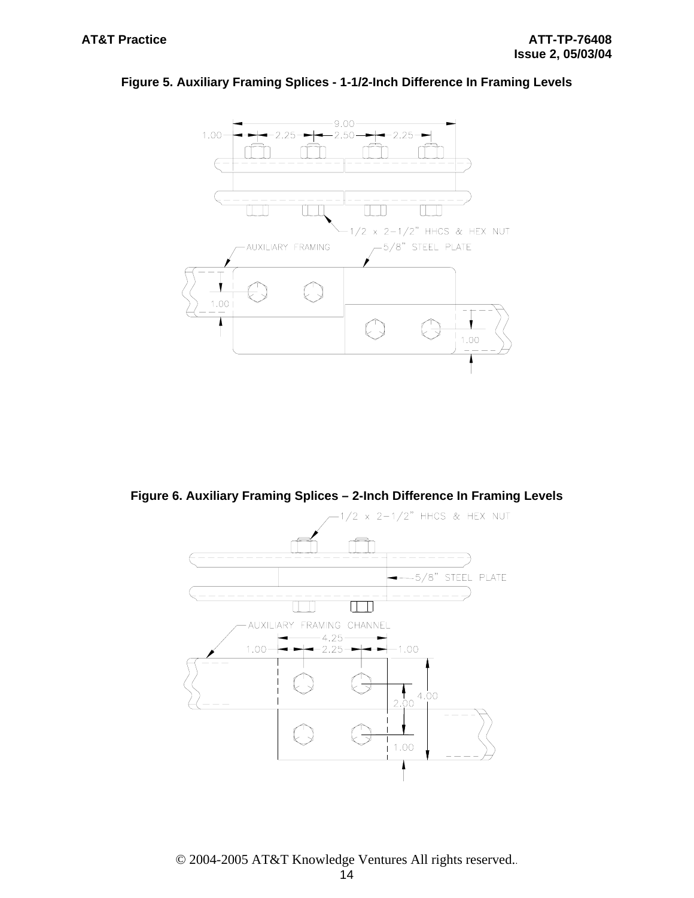**Figure 5. Auxiliary Framing Splices - 1-1/2-Inch Difference In Framing Levels**

9.00

1.00 2.25 2.50 2.25

1/2 x 2-1/2" HHCS & HEX NUT

AUXILIARY FRAMING

5/8" STEEL PLATE

1.00

1.00

**Figure 6. Auxiliary Framing Splices – 2-Inch Difference In Framing Levels**

1/2 x 2-1/2" HHCS & HEX NUT

5/8" STEEL PLATE

AUXILIARY FRAMING CHANNEL

4.25

1.00 2.25 1.00

2.00

4.00

1.00

© 2004-2005 AT&T Knowledge Ventures All rights reserved.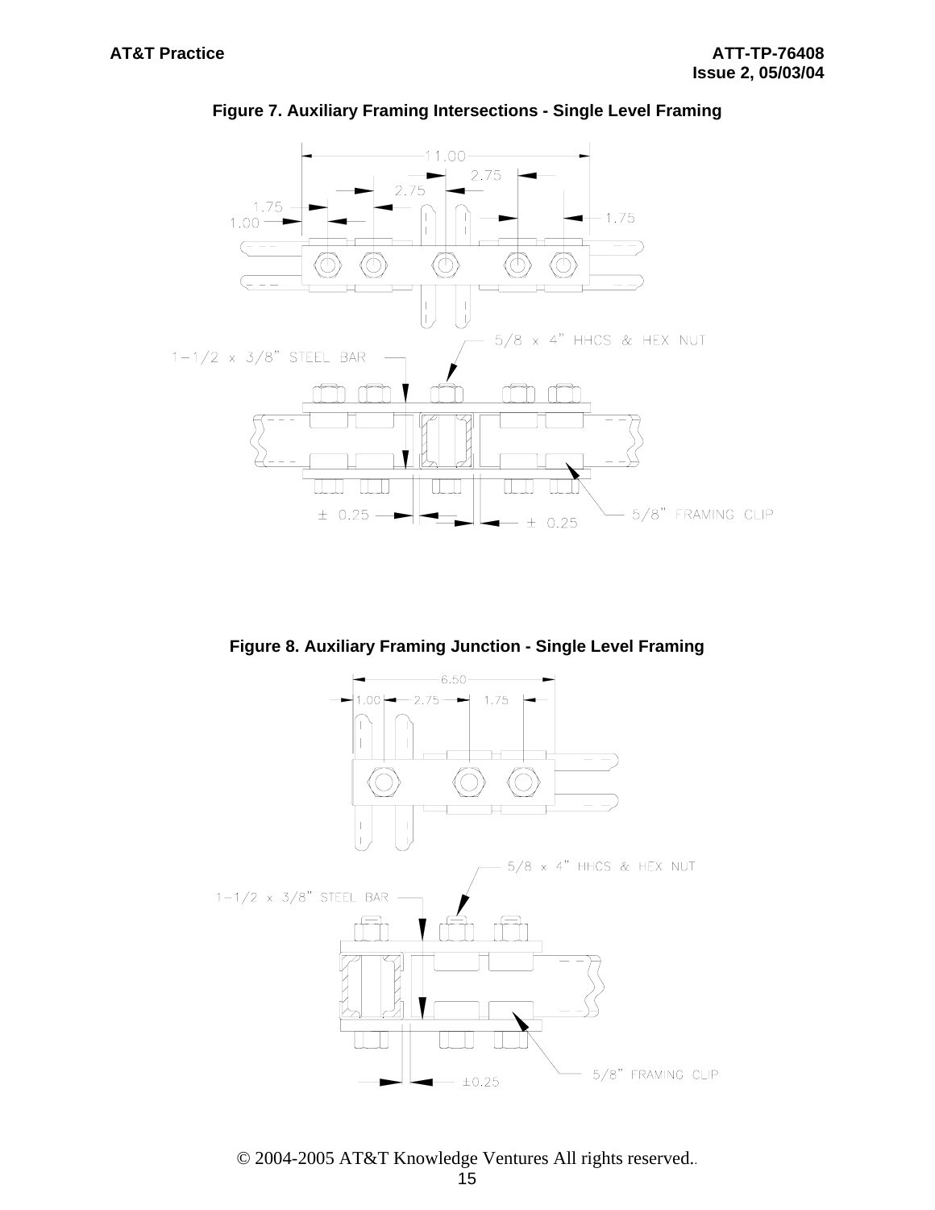**Figure 7. Auxiliary Framing Intersections - Single Level Framing**

11.00

2.75

2.75

1.75

1.00

1.75

1-1/2 x 3/8" STEEL BAR

5/8 x 4" HHCS & HEX NUT

± 0.25

± 0.25

5/8" FRAMING CLIP

**Figure 8. Auxiliary Framing Junction - Single Level Framing**

6.50

1.00

2.75

1.75

5/8 x 4" HHCS & HEX NUT

1-1/2 x 3/8" STEEL BAR

5/8" FRAMING CLIP

±0.25

© 2004-2005 AT&T Knowledge Ventures All rights reserved.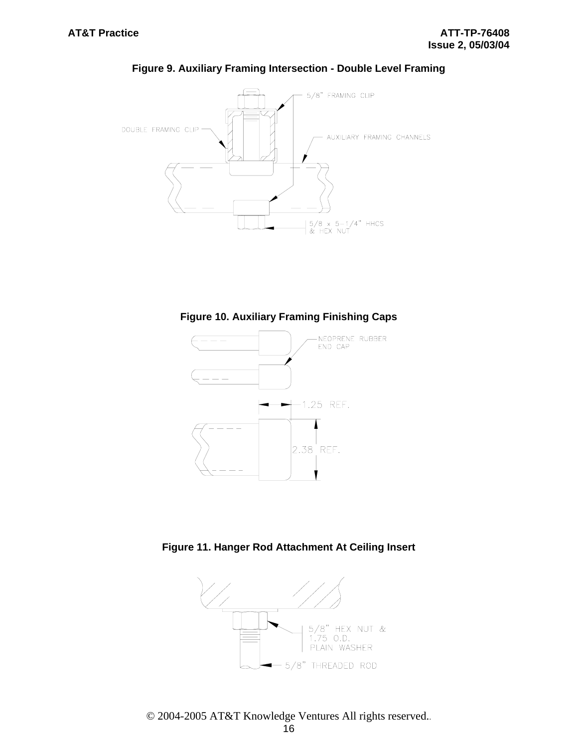**Figure 9. Auxiliary Framing Intersection - Double Level Framing**

5/8" FRAMING CLIP

DOUBLE FRAMING CLIP

AUXILIARY FRAMING CHANNELS

5/8 x 5-1/4" HHCS & HEX NUT

**Figure 10. Auxiliary Framing Finishing Caps**

NEOPRENE RUBBER END CAP

1.25 REF.

2.38 REF.

**Figure 11. Hanger Rod Attachment At Ceiling Insert**

5/8" HEX NUT & 1.75 O.D. PLAIN WASHER

5/8" THREADED ROD

© 2004-2005 AT&T Knowledge Ventures All rights reserved.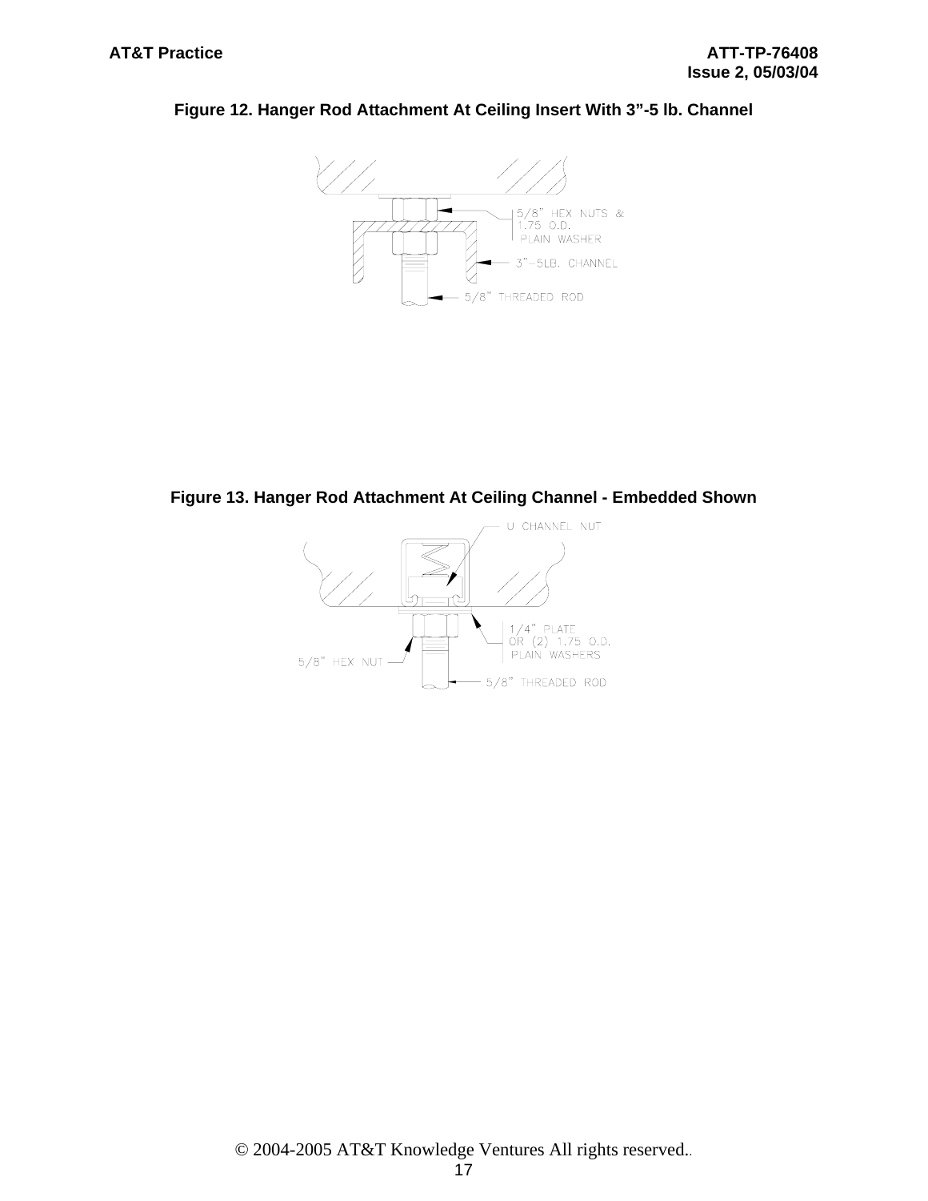**Figure 12. Hanger Rod Attachment At Ceiling Insert With 3"-5 lb. Channel**

**Figure 13. Hanger Rod Attachment At Ceiling Channel - Embedded Shown**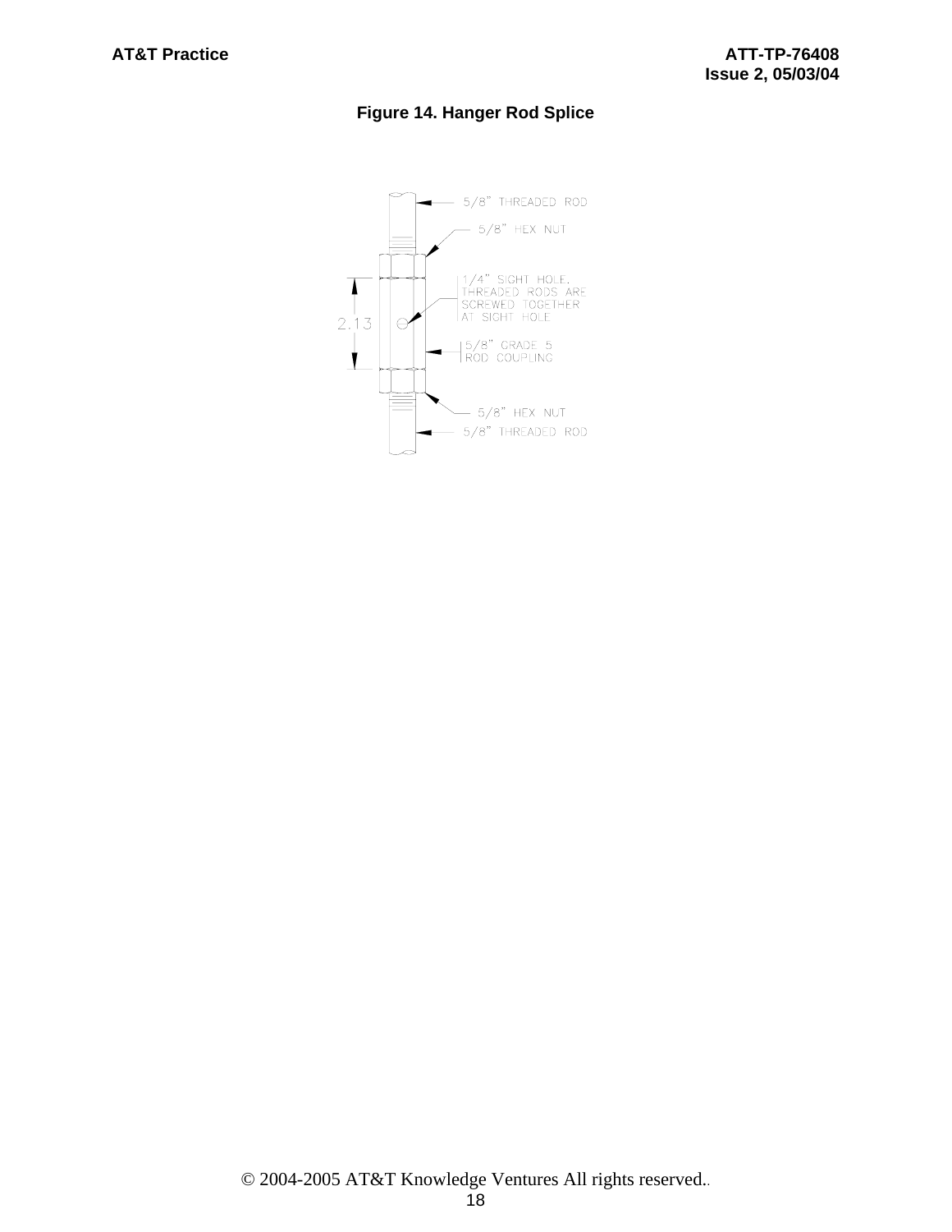**Figure 14. Hanger Rod Splice**

5/8" THREADED ROD

5/8" HEX NUT

1/4" SIGHT HOLE. THREADED RODS ARE SCREWED TOGETHER AT SIGHT HOLE

2.13

5/8" GRADE 5 ROD COUPLING

5/8" HEX NUT

5/8" THREADED ROD

© 2004-2005 AT&T Knowledge Ventures All rights reserved.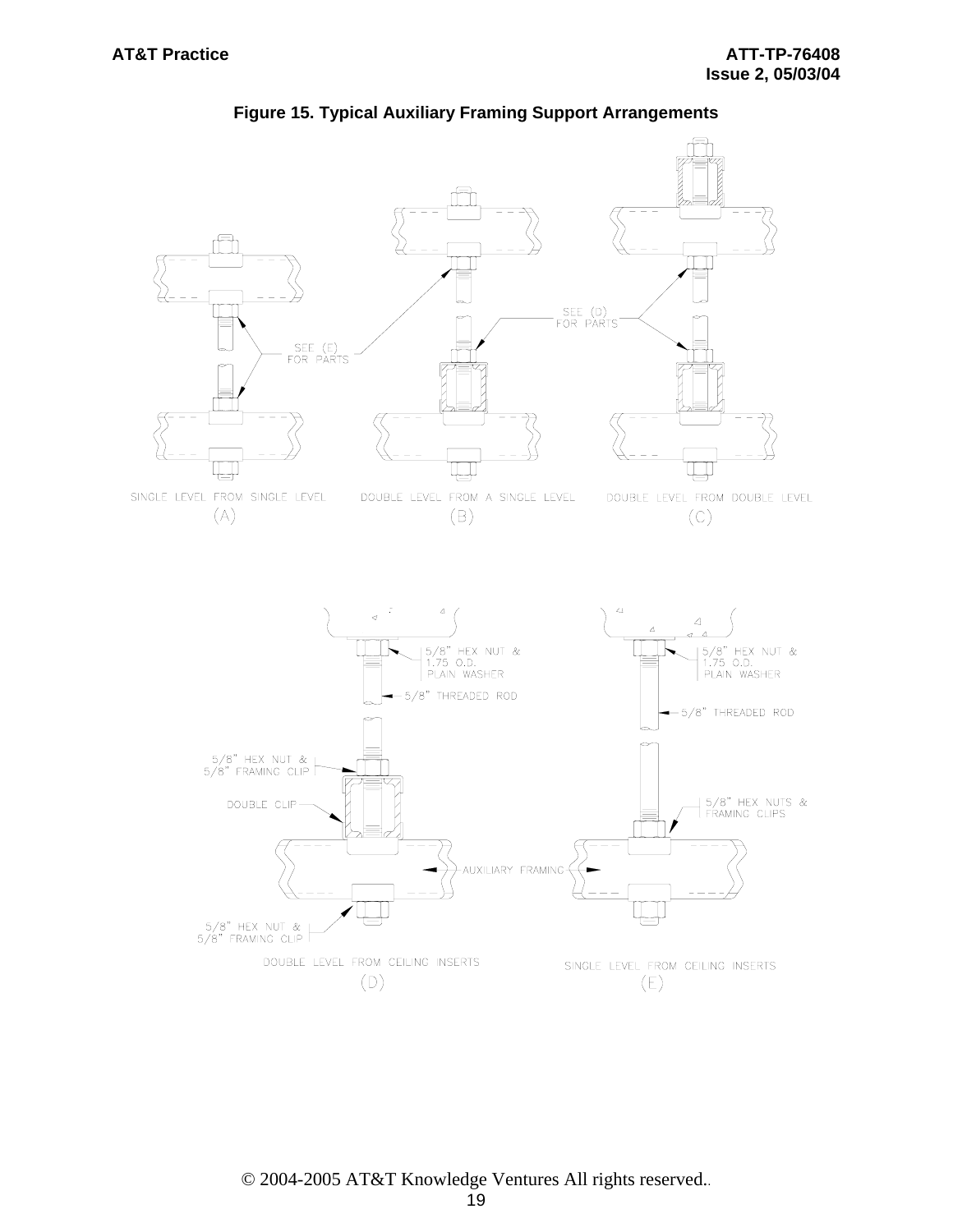**Figure 15. Typical Auxiliary Framing Support Arrangements**

SEE (E) FOR PARTS

SEE (D) FOR PARTS

SINGLE LEVEL FROM SINGLE LEVEL
(A)

DOUBLE LEVEL FROM A SINGLE LEVEL
(B)

DOUBLE LEVEL FROM DOUBLE LEVEL
(C)

5/8" HEX NUT & 1.75 O.D. PLAIN WASHER

5/8" THREADED ROD

5/8" HEX NUT & 5/8" FRAMING CLIP

DOUBLE CLIP

AUXILIARY FRAMING

5/8" HEX NUT & 5/8" FRAMING CLIP

DOUBLE LEVEL FROM CEILING INSERTS
(D)

5/8" HEX NUT & 1.75 O.D. PLAIN WASHER

5/8" THREADED ROD

5/8" HEX NUTS & FRAMING CLIPS

SINGLE LEVEL FROM CEILING INSERTS
(E)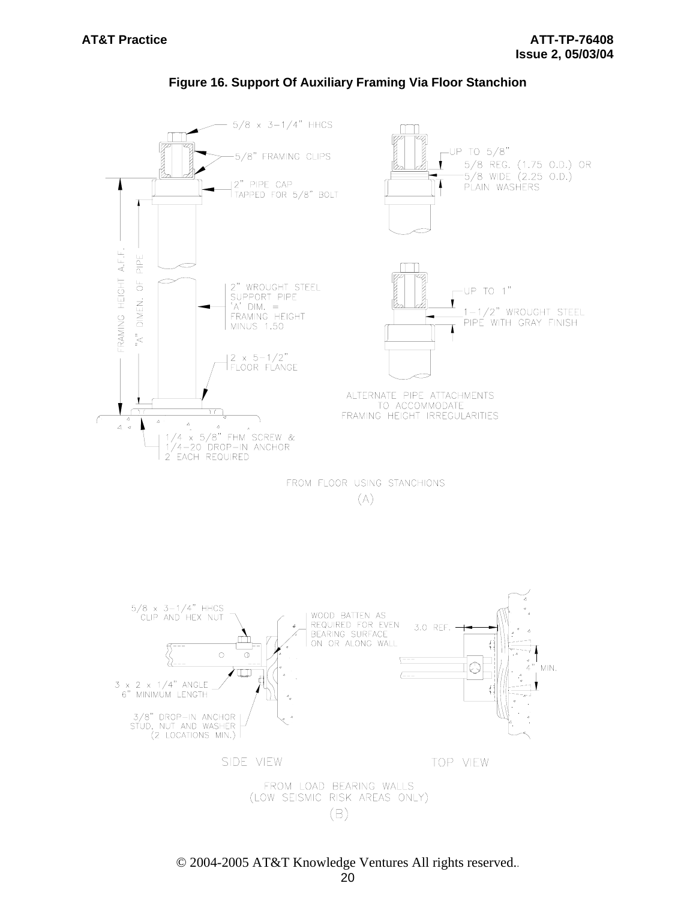**Figure 16. Support Of Auxiliary Framing Via Floor Stanchion**

5/8 x 3-1/4" HHCS

5/8" FRAMING CLIPS

2" PIPE CAP TAPPED FOR 5/8" BOLT

FRAMING HEIGHT A.F.F.

"A" DIMEN. OF PIPE

2" WROUGHT STEEL SUPPORT PIPE 'A' DIM. = FRAMING HEIGHT MINUS 1.50

2 x 5-1/2" FLOOR FLANGE

1/4 x 5/8" FHM SCREW & 1/4-20 DROP-IN ANCHOR 2 EACH REQUIRED

UP TO 5/8" 5/8 REG. (1.75 O.D.) OR 5/8 WIDE (2.25 O.D.) PLAIN WASHERS

UP TO 1" 1-1/2" WROUGHT STEEL PIPE WITH GRAY FINISH

ALTERNATE PIPE ATTACHMENTS TO ACCOMMODATE FRAMING HEIGHT IRREGULARITIES

FROM FLOOR USING STANCHIONS

(A)

5/8 x 3-1/4" HHCS CLIP AND HEX NUT

WOOD BATTEN AS REQUIRED FOR EVEN BEARING SURFACE ON OR ALONG WALL

3 x 2 x 1/4" ANGLE 6" MINIMUM LENGTH

3/8" DROP-IN ANCHOR STUD, NUT AND WASHER (2 LOCATIONS MIN.)

3.0 REF.

4" MIN.

SIDE VIEW

TOP VIEW

FROM LOAD BEARING WALLS (LOW SEISMIC RISK AREAS ONLY)

(B)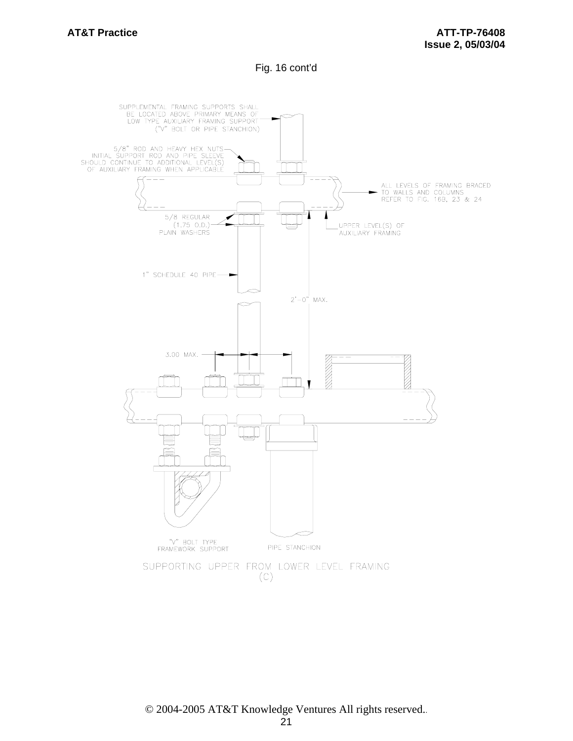Fig. 16 cont'd

SUPPLEMENTAL FRAMING SUPPORTS SHALL BE LOCATED ABOVE PRIMARY MEANS OF LOW TYPE AUXILIARY FRAMING SUPPORT ("V" BOLT OR PIPE STANCHION)

5/8" ROD AND HEAVY HEX NUTS INITIAL SUPPORT ROD AND PIPE SLEEVE SHOULD CONTINUE TO ADDITIONAL LEVEL(S) OF AUXILIARY FRAMING WHEN APPLICABLE

ALL LEVELS OF FRAMING BRACED TO WALLS AND COLUMNS REFER TO FIG. 16B, 23 & 24

5/8 REGULAR (1.75 O.D.) PLAIN WASHERS

UPPER LEVEL(S) OF AUXILIARY FRAMING

1" SCHEDULE 40 PIPE

2'-0" MAX.

3.00 MAX.

"V" BOLT TYPE FRAMEWORK SUPPORT

PIPE STANCHION

SUPPORTING UPPER FROM LOWER LEVEL FRAMING (C)

© 2004-2005 AT&T Knowledge Ventures All rights reserved.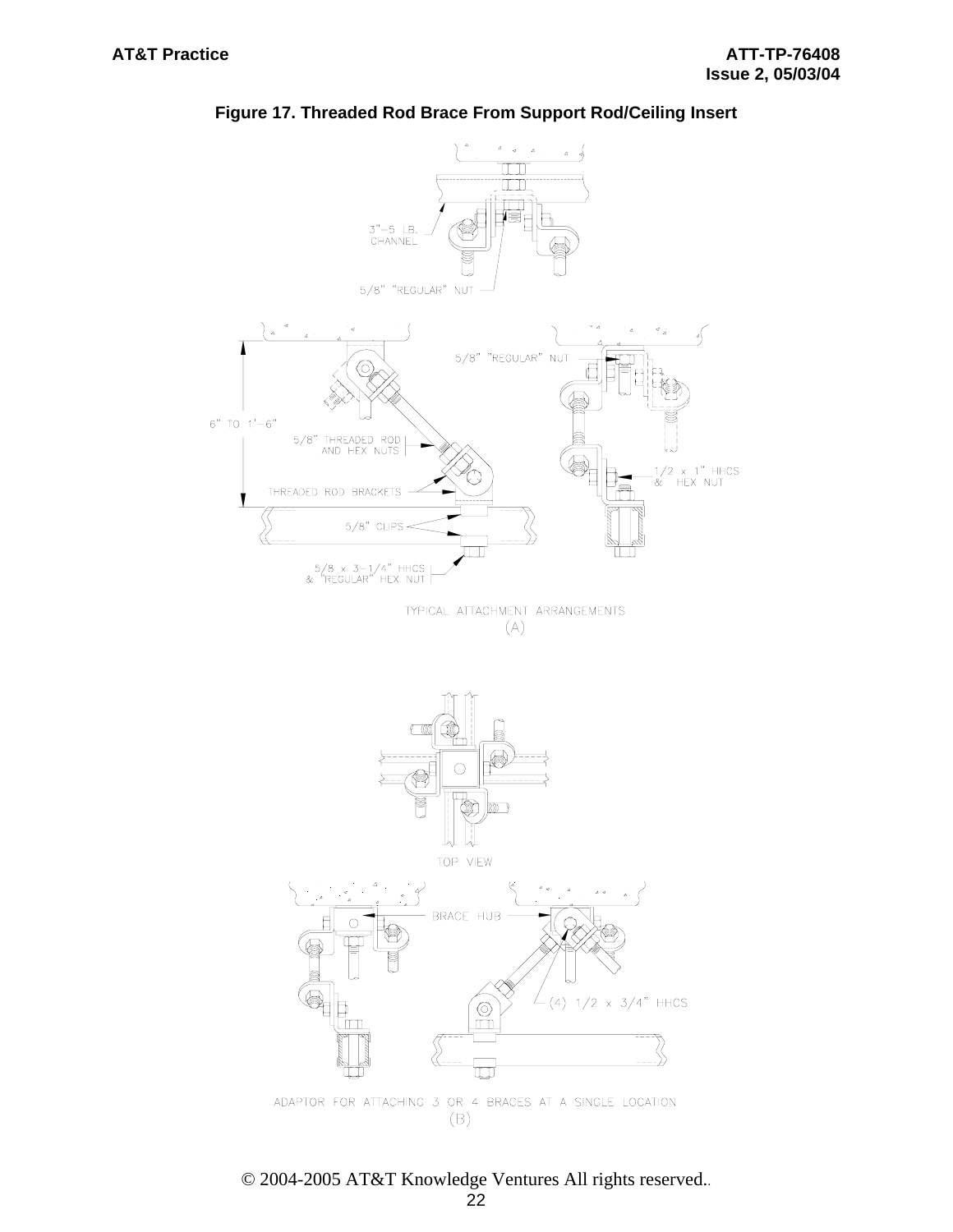**Figure 17. Threaded Rod Brace From Support Rod/Ceiling Insert**

3"—5 LB. CHANNEL

5/8" "REGULAR" NUT

6" TO 1'—6"

5/8" THREADED ROD AND HEX NUTS

THREADED ROD BRACKETS

5/8" CLIPS

5/8 x 3—1/4" HHCS & "REGULAR" HEX NUT

5/8" "REGULAR" NUT

1/2 x 1" HHCS & HEX NUT

TYPICAL ATTACHMENT ARRANGEMENTS
(A)

TOP VIEW

BRACE HUB

(4) 1/2 x 3/4" HHCS

ADAPTOR FOR ATTACHING 3 OR 4 BRACES AT A SINGLE LOCATION
(B)

© 2004-2005 AT&T Knowledge Ventures All rights reserved..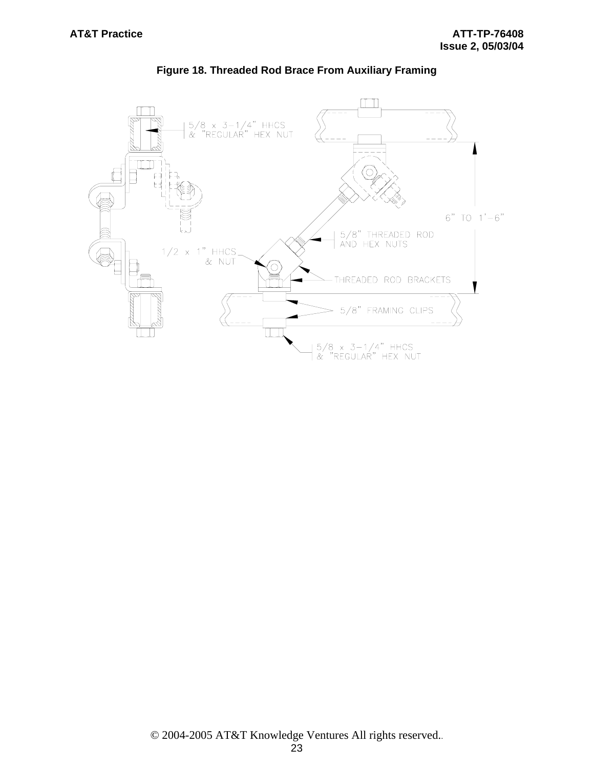**Figure 18. Threaded Rod Brace From Auxiliary Framing**

5/8 x 3-1/4" HHCS & "REGULAR" HEX NUT

5/8" THREADED ROD AND HEX NUTS

1/2 x 1" HHCS & NUT

THREADED ROD BRACKETS

6" TO 1'-6"

5/8" FRAMING CLIPS

5/8 x 3-1/4" HHCS & "REGULAR" HEX NUT

© 2004-2005 AT&T Knowledge Ventures All rights reserved..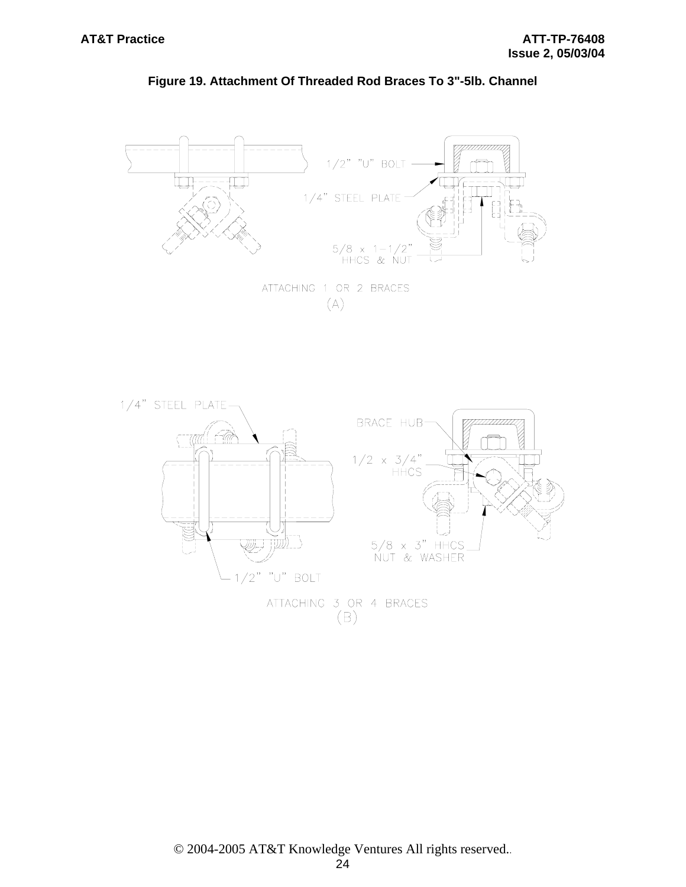**Figure 19. Attachment Of Threaded Rod Braces To 3"-5lb. Channel**

1/2" "U" BOLT

1/4" STEEL PLATE

5/8 x 1-1/2" HHCS & NUT

ATTACHING 1 OR 2 BRACES
(A)

1/4" STEEL PLATE

BRACE HUB

1/2 x 3/4" HHCS

5/8 x 3" HHCS NUT & WASHER

1/2" "U" BOLT

ATTACHING 3 OR 4 BRACES
(B)

© 2004-2005 AT&T Knowledge Ventures All rights reserved.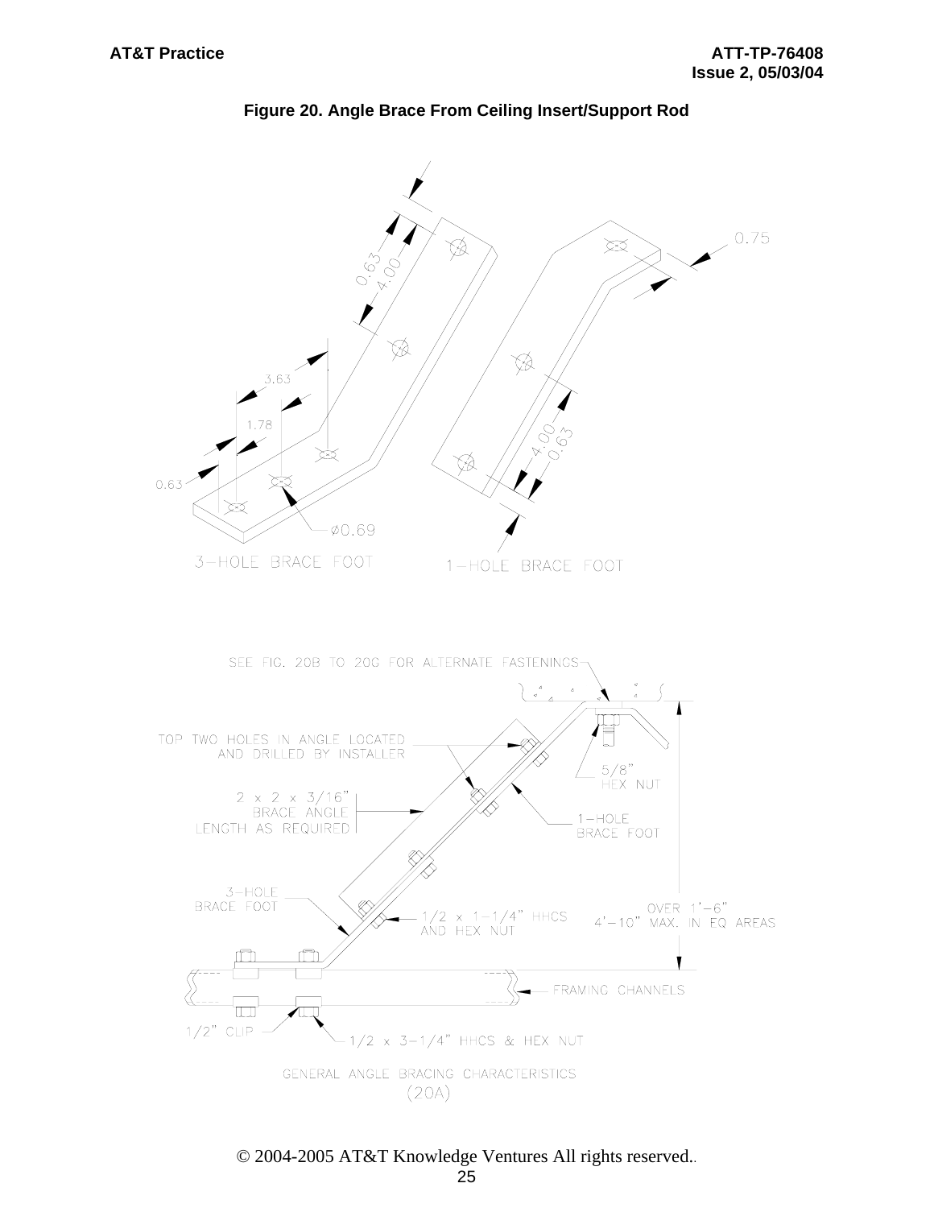**Figure 20. Angle Brace From Ceiling Insert/Support Rod**

0.63

4.00

3.63

1.78

0.63

ø0.69

3-HOLE BRACE FOOT

0.75

4.00

0.63

1-HOLE BRACE FOOT

SEE FIG. 20B TO 20G FOR ALTERNATE FASTENINGS

TOP TWO HOLES IN ANGLE LOCATED AND DRILLED BY INSTALLER

5/8" HEX NUT

2 x 2 x 3/16" BRACE ANGLE LENGTH AS REQUIRED

1-HOLE BRACE FOOT

3-HOLE BRACE FOOT

1/2 x 1-1/4" HHCS AND HEX NUT

OVER 1'-6" 4'-10" MAX. IN EQ AREAS

FRAMING CHANNELS

1/2" CLIP

1/2 x 3-1/4" HHCS & HEX NUT

GENERAL ANGLE BRACING CHARACTERISTICS (20A)

© 2004-2005 AT&T Knowledge Ventures All rights reserved.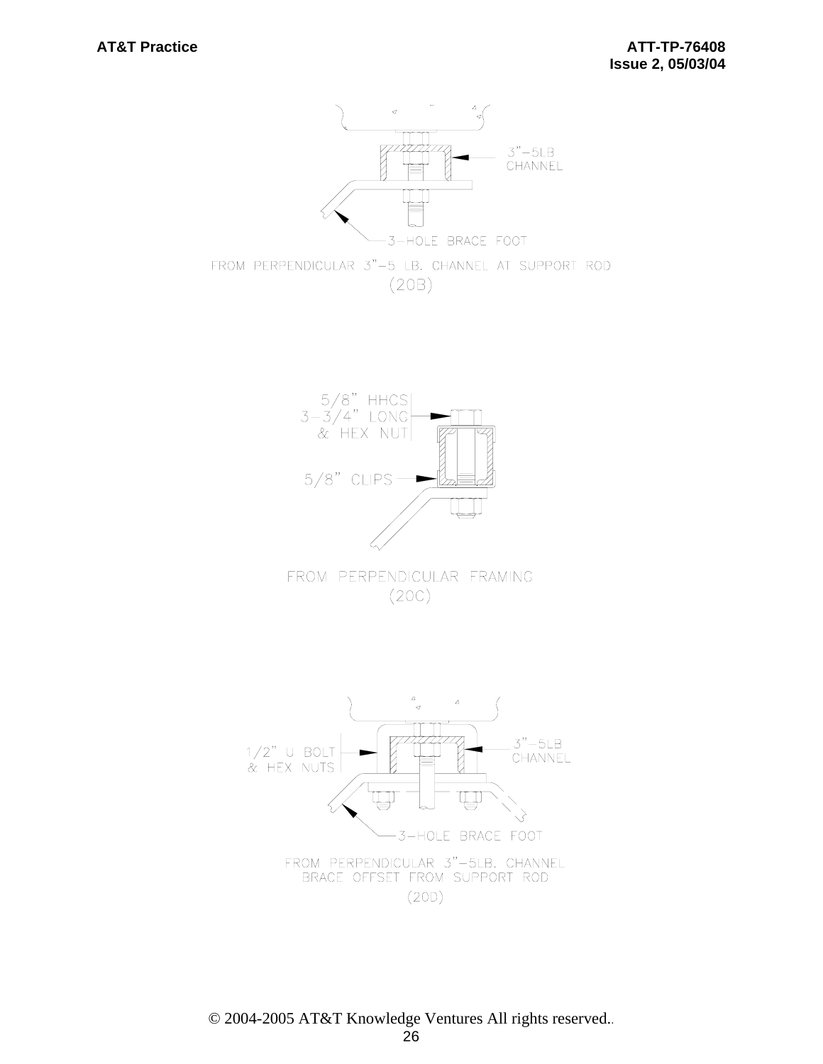3"–5LB CHANNEL

3–HOLE BRACE FOOT

FROM PERPENDICULAR 3"–5 LB. CHANNEL AT SUPPORT ROD

(20B)

5/8" HHCS
3–3/4" LONG
& HEX NUT

5/8" CLIPS

FROM PERPENDICULAR FRAMING

(20C)

1/2" U BOLT
& HEX NUTS

3"–5LB CHANNEL

3–HOLE BRACE FOOT

FROM PERPENDICULAR 3"–5LB. CHANNEL
BRACE OFFSET FROM SUPPORT ROD

(20D)

© 2004-2005 AT&T Knowledge Ventures All rights reserved.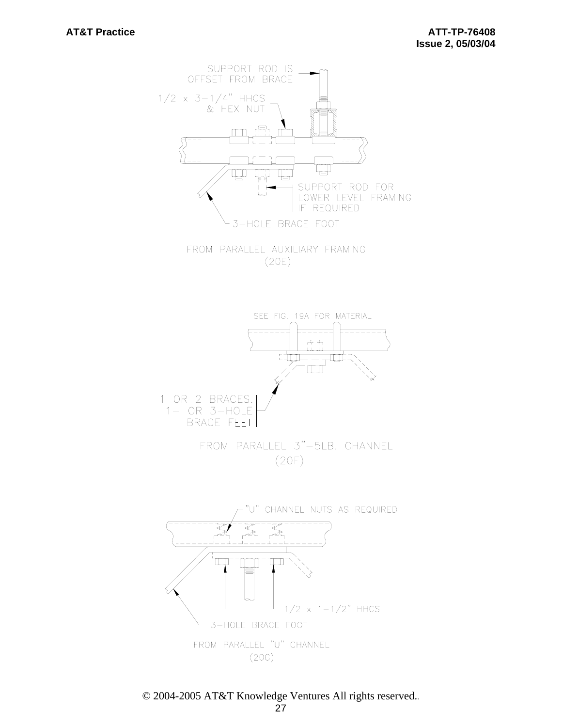SUPPORT ROD IS OFFSET FROM BRACE

1/2 x 3-1/4" HHCS & HEX NUT

SUPPORT ROD FOR LOWER LEVEL FRAMING IF REQUIRED

3-HOLE BRACE FOOT

FROM PARALLEL AUXILIARY FRAMING
(20E)

SEE FIG. 19A FOR MATERIAL

1 OR 2 BRACES, 1- OR 3-HOLE BRACE FEET

FROM PARALLEL 3"-5LB. CHANNEL
(20F)

"U" CHANNEL NUTS AS REQUIRED

1/2 x 1-1/2" HHCS

3-HOLE BRACE FOOT

FROM PARALLEL "U" CHANNEL
(20G)

© 2004-2005 AT&T Knowledge Ventures All rights reserved.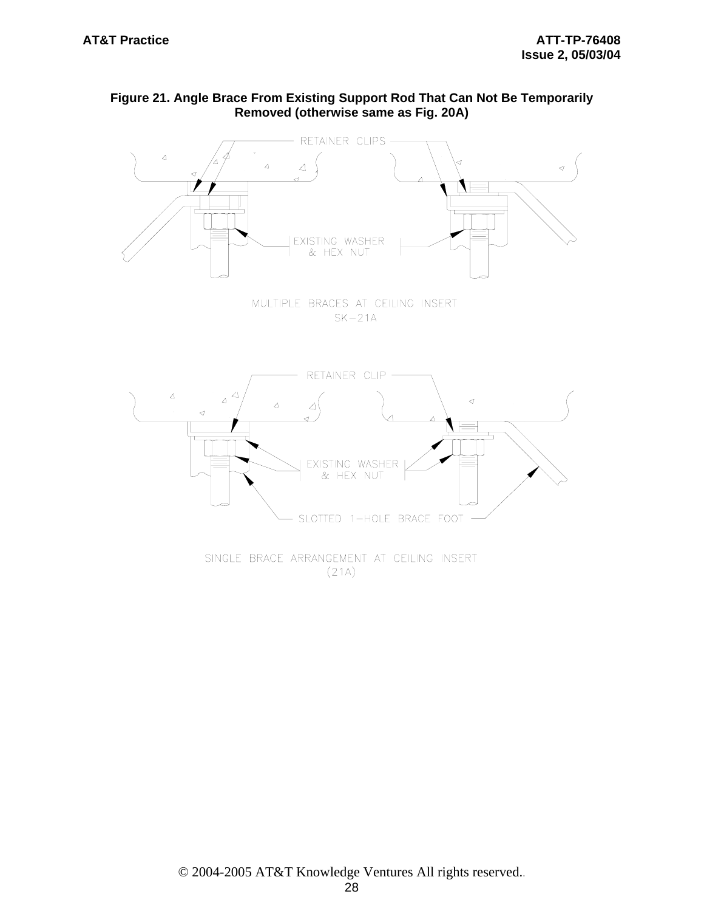**Figure 21. Angle Brace From Existing Support Rod That Can Not Be Temporarily Removed (otherwise same as Fig. 20A)**

RETAINER CLIPS

EXISTING WASHER & HEX NUT

MULTIPLE BRACES AT CEILING INSERT
SK–21A

RETAINER CLIP

EXISTING WASHER & HEX NUT

SLOTTED 1–HOLE BRACE FOOT

SINGLE BRACE ARRANGEMENT AT CEILING INSERT
(21A)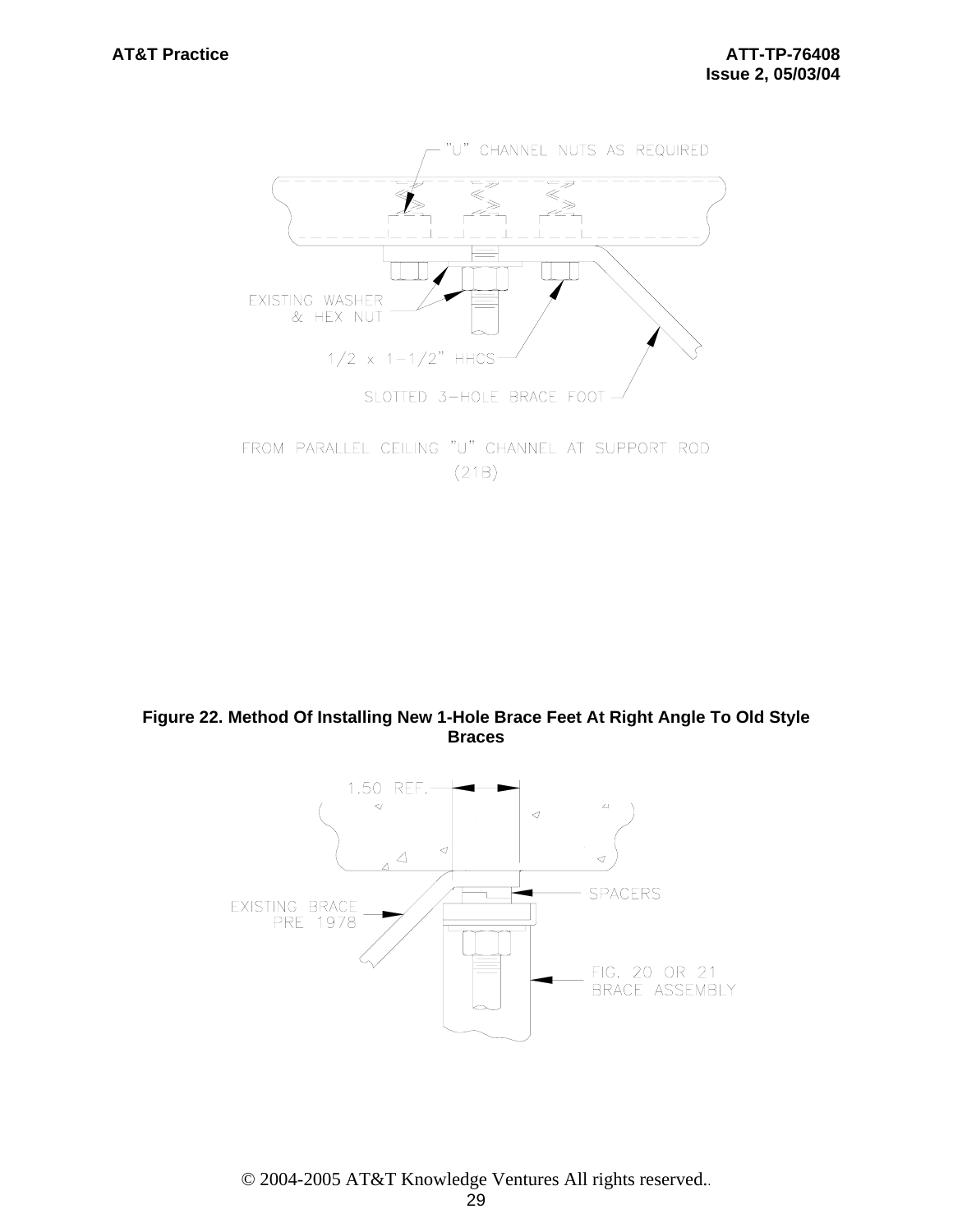"U" CHANNEL NUTS AS REQUIRED

EXISTING WASHER & HEX NUT

1/2 x 1-1/2" HHCS

SLOTTED 3-HOLE BRACE FOOT

FROM PARALLEL CEILING "U" CHANNEL AT SUPPORT ROD (21B)

**Figure 22. Method Of Installing New 1-Hole Brace Feet At Right Angle To Old Style Braces**

1.50 REF.

SPACERS

EXISTING BRACE PRE 1978

FIG. 20 OR 21 BRACE ASSEMBLY

© 2004-2005 AT&T Knowledge Ventures All rights reserved.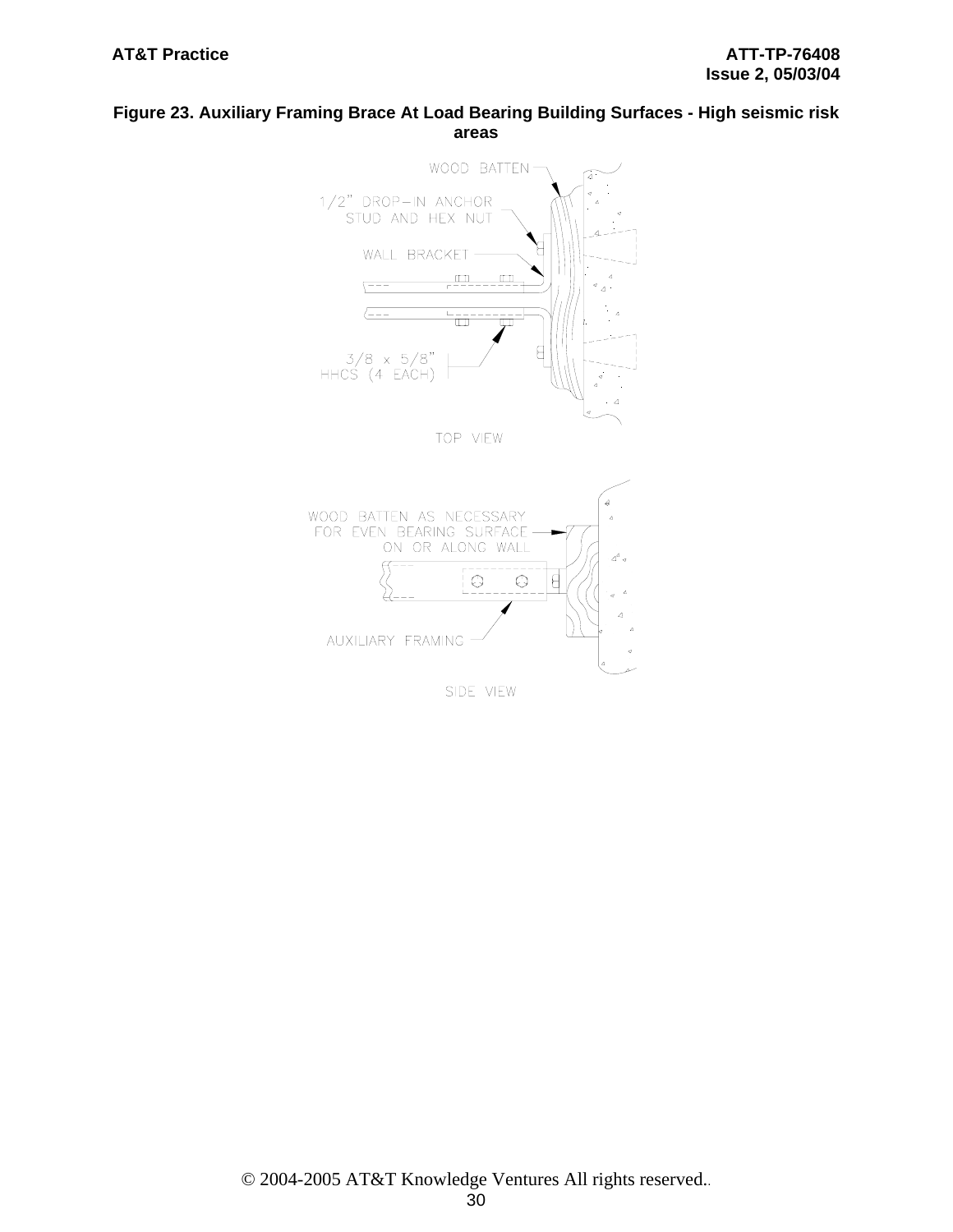**Figure 23. Auxiliary Framing Brace At Load Bearing Building Surfaces - High seismic risk areas**

WOOD BATTEN

1/2" DROP-IN ANCHOR STUD AND HEX NUT

WALL BRACKET

3/8 x 5/8" HHCS (4 EACH)

TOP VIEW

WOOD BATTEN AS NECESSARY FOR EVEN BEARING SURFACE ON OR ALONG WALL

AUXILIARY FRAMING

SIDE VIEW

© 2004-2005 AT&T Knowledge Ventures All rights reserved..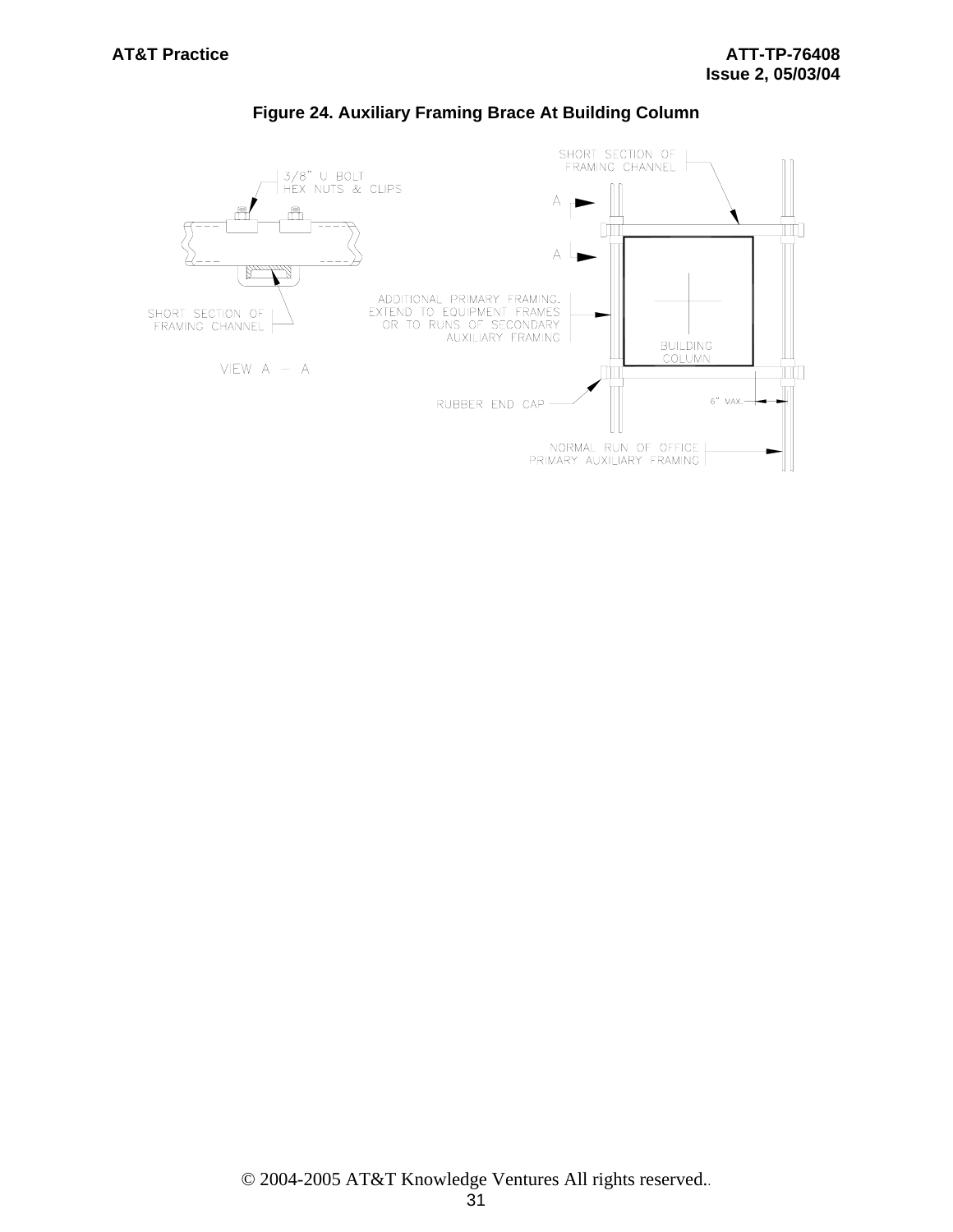**Figure 24. Auxiliary Framing Brace At Building Column**

3/8" U BOLT
HEX NUTS & CLIPS

SHORT SECTION OF
FRAMING CHANNEL

VIEW A – A

SHORT SECTION OF
FRAMING CHANNEL

A

A

ADDITIONAL PRIMARY FRAMING,
EXTEND TO EQUIPMENT FRAMES
OR TO RUNS OF SECONDARY
AUXILIARY FRAMING

BUILDING
COLUMN

RUBBER END CAP

6" MAX.

NORMAL RUN OF OFFICE
PRIMARY AUXILIARY FRAMING

© 2004-2005 AT&T Knowledge Ventures All rights reserved.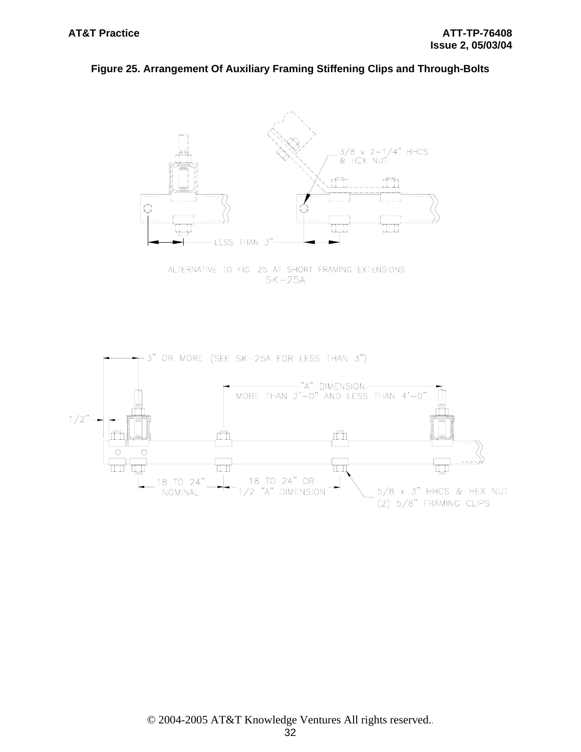**Figure 25. Arrangement Of Auxiliary Framing Stiffening Clips and Through-Bolts**

3/8 x 2-1/4" HHCS & HEX NUT

LESS THAN 3"

ALTERNATIVE TO FIG. 25 AT SHORT FRAMING EXTENSIONS
SK-25A

3" OR MORE (SEE SK-25A FOR LESS THAN 3")

"A" DIMENSION
MORE THAN 2'-0" AND LESS THAN 4'-0"

1/2"

18 TO 24" NOMINAL

18 TO 24" OR 1/2 "A" DIMENSION

5/8 x 3" HHCS & HEX NUT
(2) 5/8" FRAMING CLIPS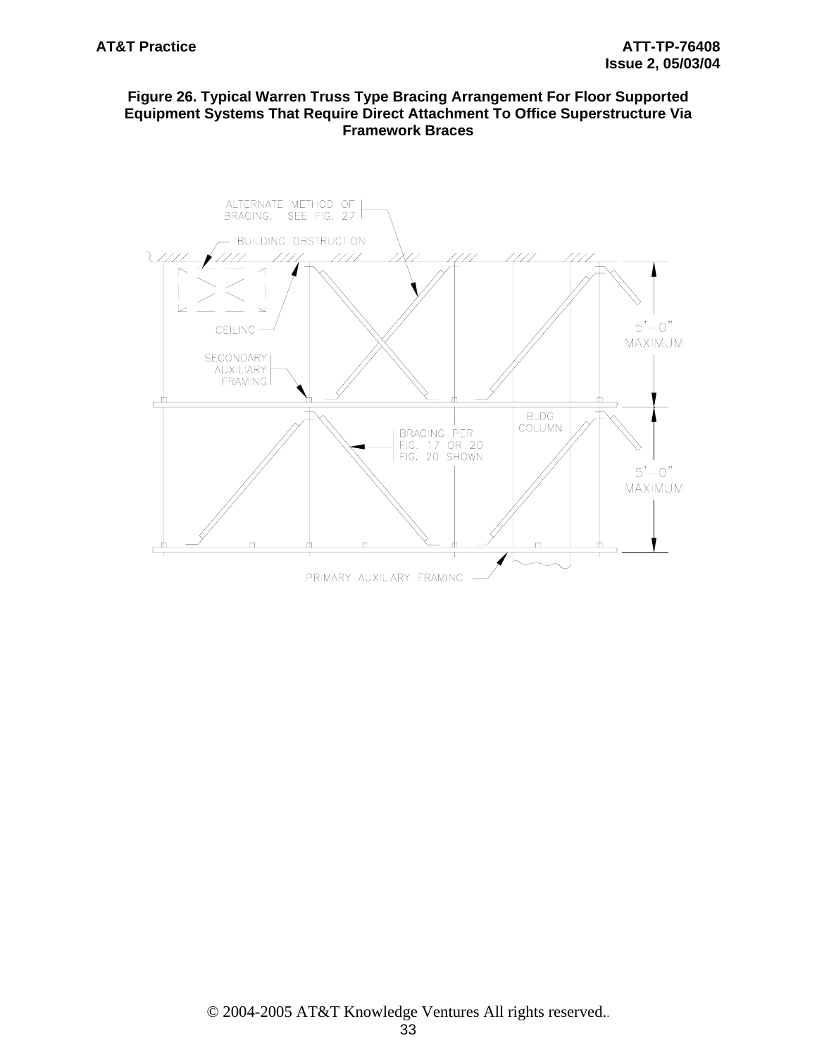**Figure 26. Typical Warren Truss Type Bracing Arrangement For Floor Supported Equipment Systems That Require Direct Attachment To Office Superstructure Via Framework Braces**

ALTERNATE METHOD OF BRACING. SEE FIG. 27

BUILDING OBSTRUCTION

CEILING

SECONDARY AUXILIARY FRAMING

5'–0" MAXIMUM

BLDG COLUMN

BRACING PER FIG. 17 OR 20 FIG. 20 SHOWN

5'–0" MAXIMUM

PRIMARY AUXILIARY FRAMING

© 2004-2005 AT&T Knowledge Ventures All rights reserved.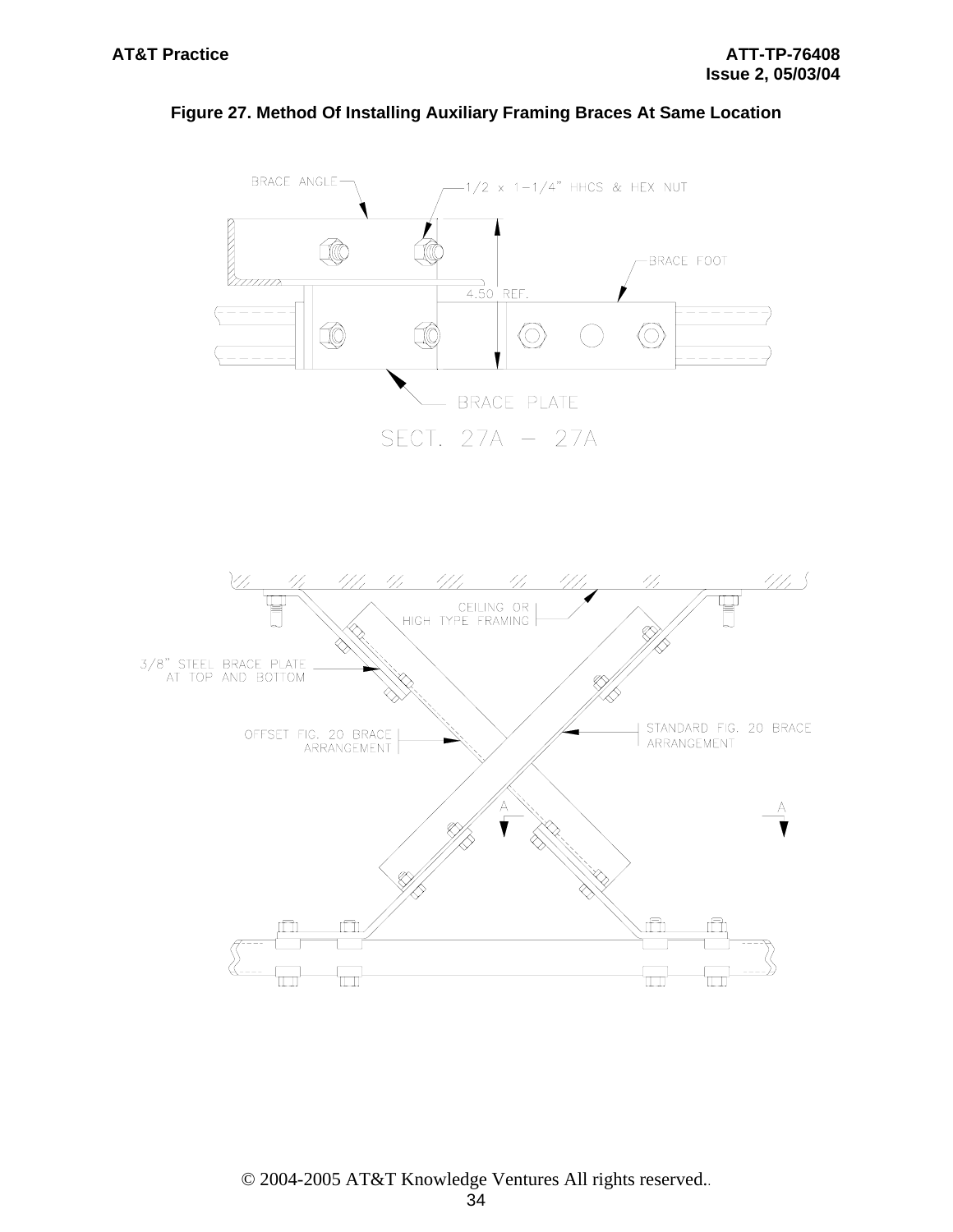**Figure 27. Method Of Installing Auxiliary Framing Braces At Same Location**

BRACE ANGLE

1/2 x 1-1/4" HHCS & HEX NUT

BRACE FOOT

4.50 REF.

BRACE PLATE

SECT. 27A – 27A

CEILING OR HIGH TYPE FRAMING

3/8" STEEL BRACE PLATE AT TOP AND BOTTOM

OFFSET FIG. 20 BRACE ARRANGEMENT

STANDARD FIG. 20 BRACE ARRANGEMENT

A

A

© 2004-2005 AT&T Knowledge Ventures All rights reserved.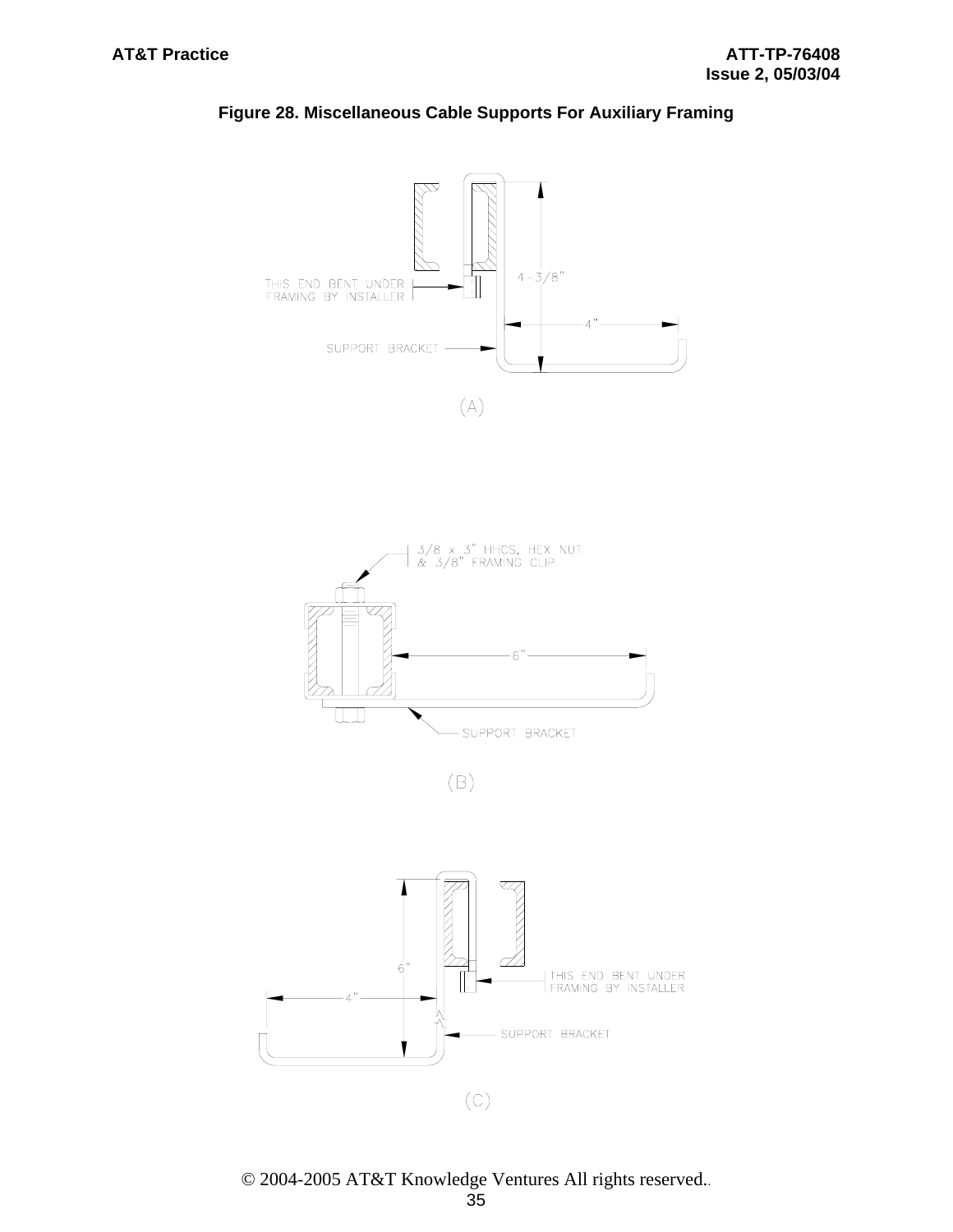**Figure 28. Miscellaneous Cable Supports For Auxiliary Framing**

THIS END BENT UNDER FRAMING BY INSTALLER

4-3/8"

4"

SUPPORT BRACKET

(A)

3/8 x 3" HHCS, HEX NUT & 3/8" FRAMING CLIP

6"

SUPPORT BRACKET

(B)

6"

4"

THIS END BENT UNDER FRAMING BY INSTALLER

SUPPORT BRACKET

(C)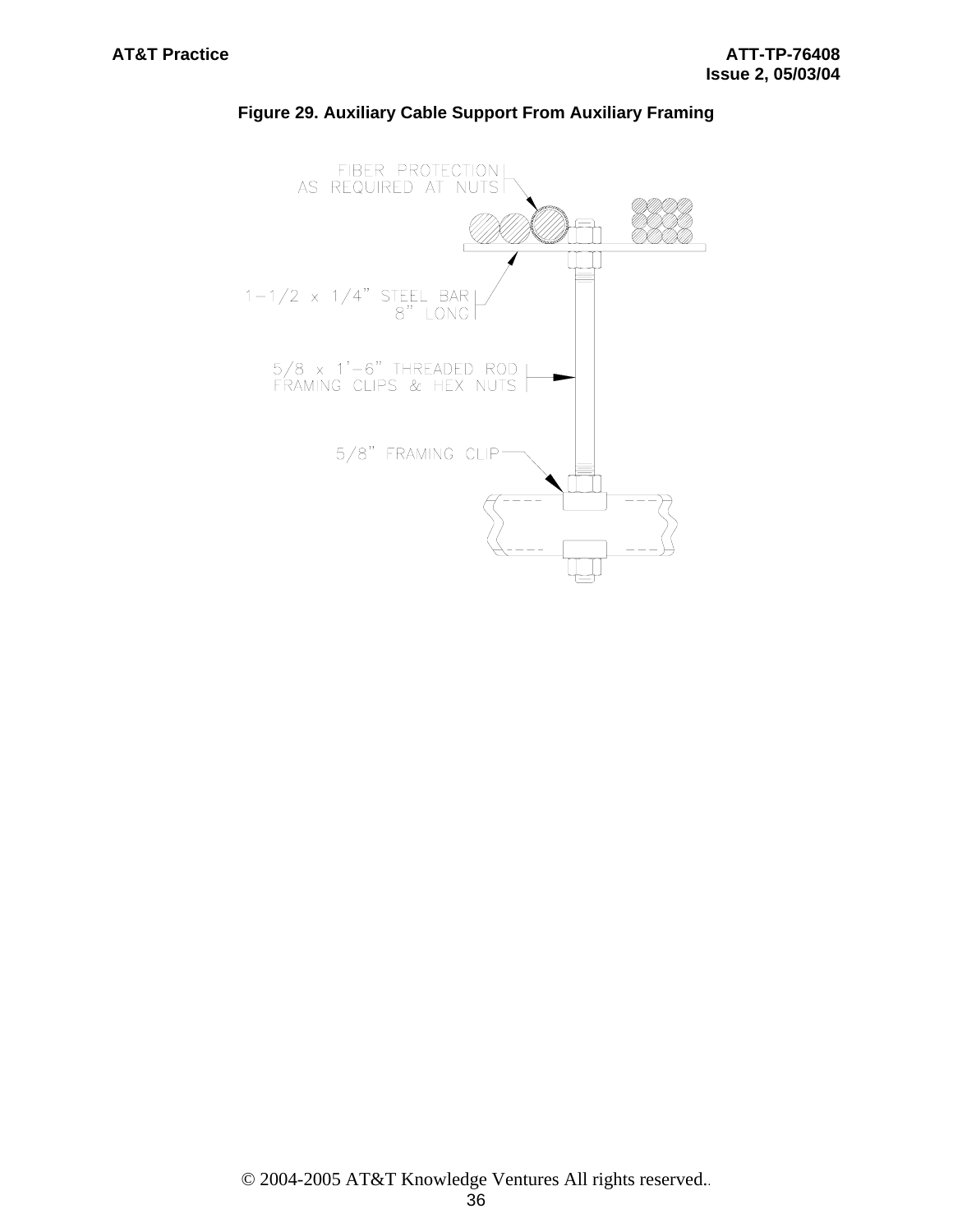**Figure 29. Auxiliary Cable Support From Auxiliary Framing**

FIBER PROTECTION
AS REQUIRED AT NUTS

1-1/2 x 1/4" STEEL BAR
8" LONG

5/8 x 1'-6" THREADED ROD
FRAMING CLIPS & HEX NUTS

5/8" FRAMING CLIP

© 2004-2005 AT&T Knowledge Ventures All rights reserved.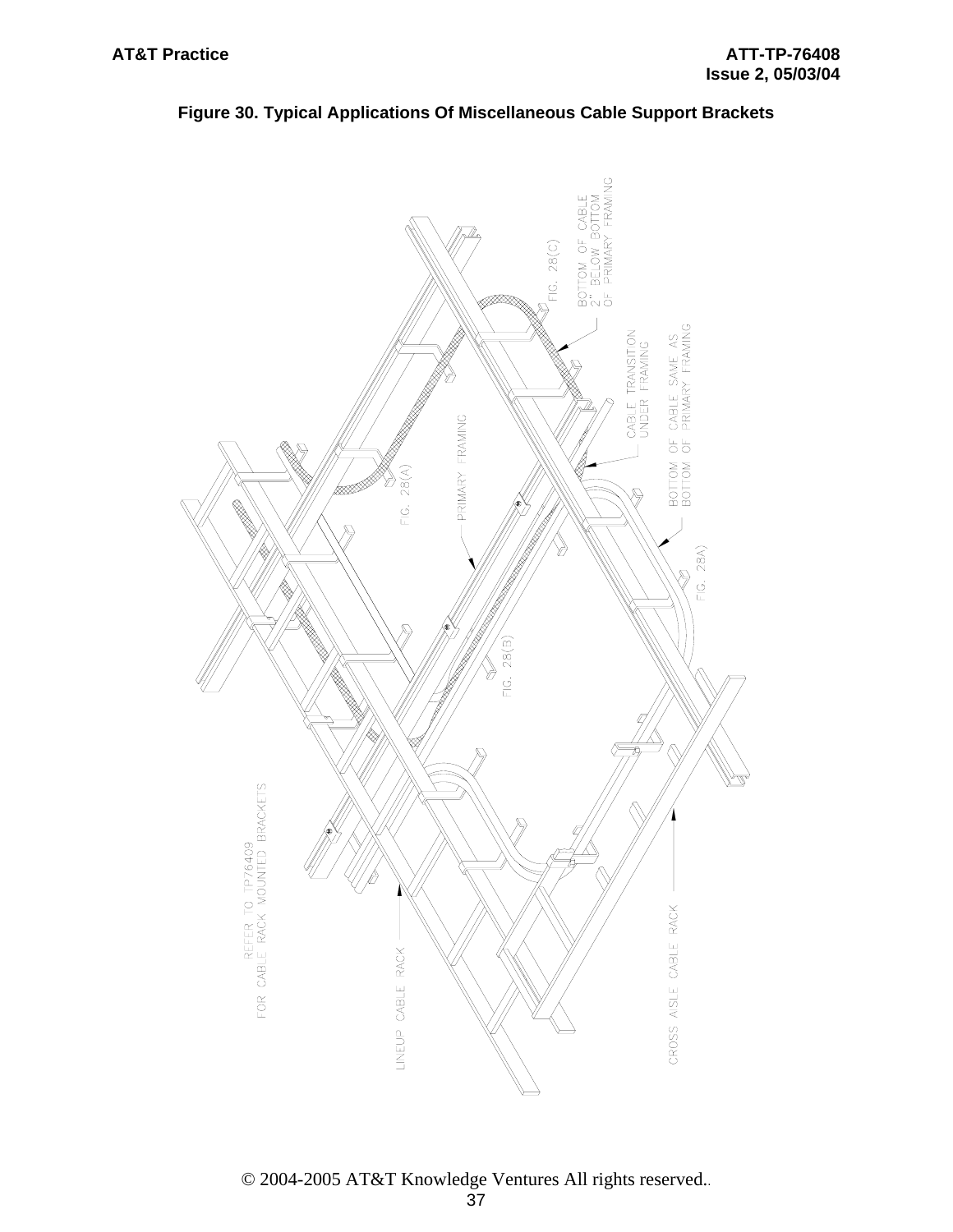**Figure 30. Typical Applications Of Miscellaneous Cable Support Brackets**

FIG. 28(C)

BOTTOM OF CABLE
2" BELOW BOTTOM
OF PRIMARY FRAMING

CABLE TRANSITION
UNDER FRAMING

BOTTOM OF CABLE SAME AS
BOTTOM OF PRIMARY FRAMING

FIG. 28A)

FIG. 28(A)

PRIMARY FRAMING

FIG. 28(B)

REFER TO TP76409
FOR CABLE RACK MOUNTED BRACKETS

LINEUP CABLE RACK

CROSS AISLE CABLE RACK

© 2004-2005 AT&T Knowledge Ventures All rights reserved..